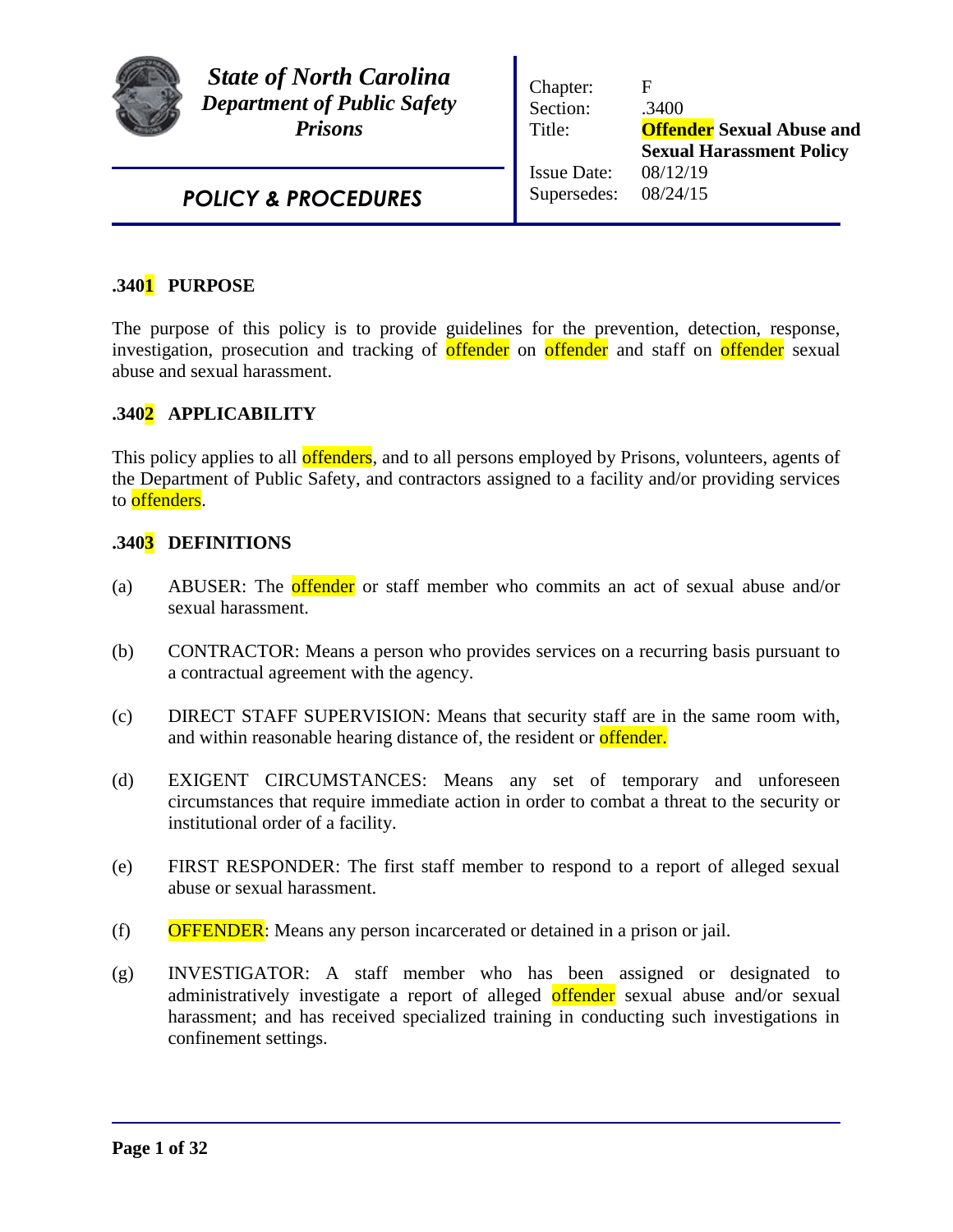**State of North Carolina**
**Department of Public Safety**
**Prisons**

**POLICY & PROCEDURES**

| | |
|---|---|
| Chapter: | F |
| Section: | .3400 |
| Title: | **Offender Sexual Abuse and Sexual Harassment Policy** |
| Issue Date: | 08/12/19 |
| Supersedes: | 08/24/15 |

## .3401 PURPOSE

The purpose of this policy is to provide guidelines for the prevention, detection, response, investigation, prosecution and tracking of offender on offender and staff on offender sexual abuse and sexual harassment.

## .3402 APPLICABILITY

This policy applies to all offenders, and to all persons employed by Prisons, volunteers, agents of the Department of Public Safety, and contractors assigned to a facility and/or providing services to offenders.

## .3403 DEFINITIONS

(a) ABUSER: The offender or staff member who commits an act of sexual abuse and/or sexual harassment.

(b) CONTRACTOR: Means a person who provides services on a recurring basis pursuant to a contractual agreement with the agency.

(c) DIRECT STAFF SUPERVISION: Means that security staff are in the same room with, and within reasonable hearing distance of, the resident or offender.

(d) EXIGENT CIRCUMSTANCES: Means any set of temporary and unforeseen circumstances that require immediate action in order to combat a threat to the security or institutional order of a facility.

(e) FIRST RESPONDER: The first staff member to respond to a report of alleged sexual abuse or sexual harassment.

(f) OFFENDER: Means any person incarcerated or detained in a prison or jail.

(g) INVESTIGATOR: A staff member who has been assigned or designated to administratively investigate a report of alleged offender sexual abuse and/or sexual harassment; and has received specialized training in conducting such investigations in confinement settings.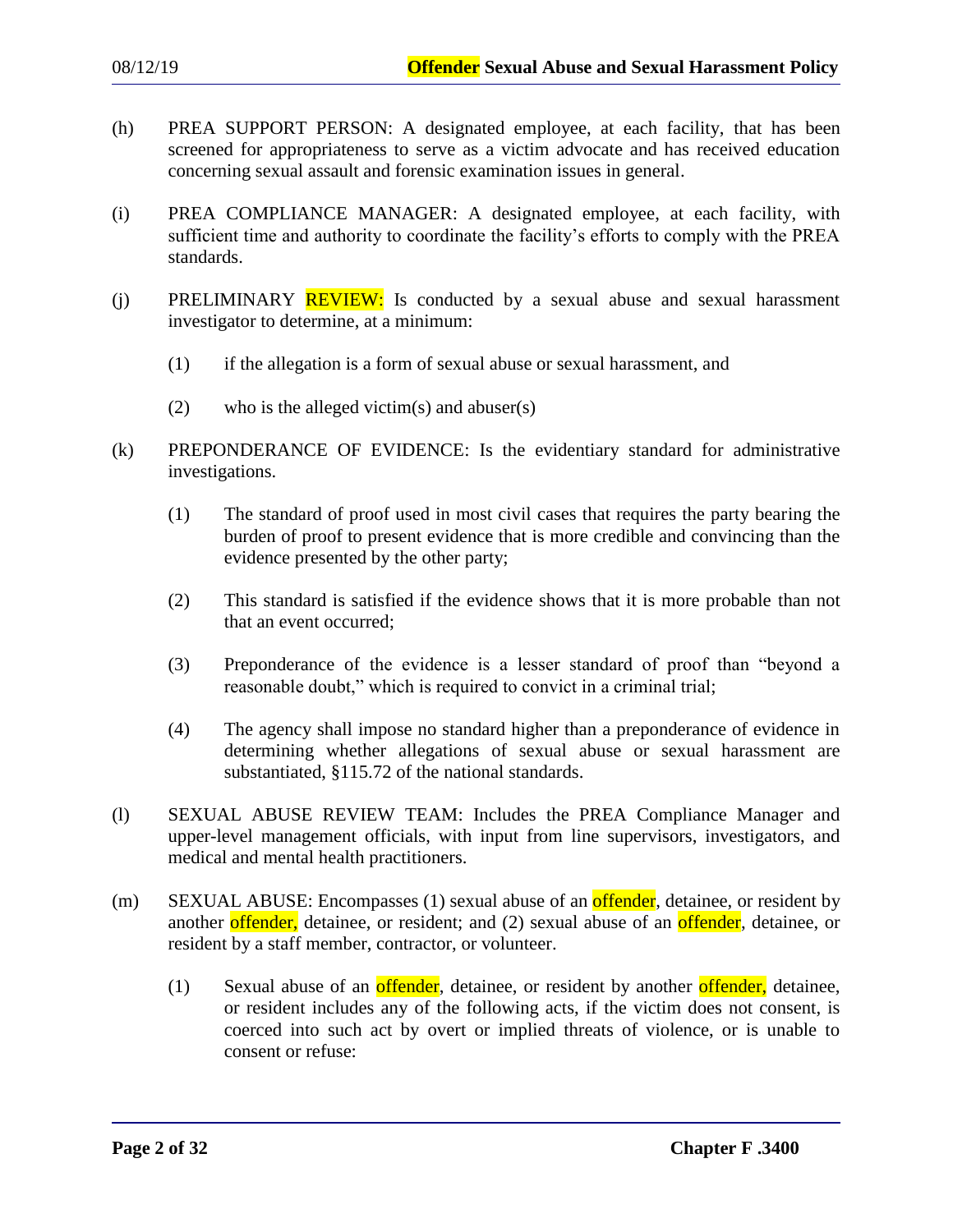(h) PREA SUPPORT PERSON: A designated employee, at each facility, that has been screened for appropriateness to serve as a victim advocate and has received education concerning sexual assault and forensic examination issues in general.

(i) PREA COMPLIANCE MANAGER: A designated employee, at each facility, with sufficient time and authority to coordinate the facility's efforts to comply with the PREA standards.

(j) PRELIMINARY REVIEW: Is conducted by a sexual abuse and sexual harassment investigator to determine, at a minimum:

  (1) if the allegation is a form of sexual abuse or sexual harassment, and

  (2) who is the alleged victim(s) and abuser(s)

(k) PREPONDERANCE OF EVIDENCE: Is the evidentiary standard for administrative investigations.

  (1) The standard of proof used in most civil cases that requires the party bearing the burden of proof to present evidence that is more credible and convincing than the evidence presented by the other party;

  (2) This standard is satisfied if the evidence shows that it is more probable than not that an event occurred;

  (3) Preponderance of the evidence is a lesser standard of proof than "beyond a reasonable doubt," which is required to convict in a criminal trial;

  (4) The agency shall impose no standard higher than a preponderance of evidence in determining whether allegations of sexual abuse or sexual harassment are substantiated, §115.72 of the national standards.

(l) SEXUAL ABUSE REVIEW TEAM: Includes the PREA Compliance Manager and upper-level management officials, with input from line supervisors, investigators, and medical and mental health practitioners.

(m) SEXUAL ABUSE: Encompasses (1) sexual abuse of an offender, detainee, or resident by another offender, detainee, or resident; and (2) sexual abuse of an offender, detainee, or resident by a staff member, contractor, or volunteer.

  (1) Sexual abuse of an offender, detainee, or resident by another offender, detainee, or resident includes any of the following acts, if the victim does not consent, is coerced into such act by overt or implied threats of violence, or is unable to consent or refuse: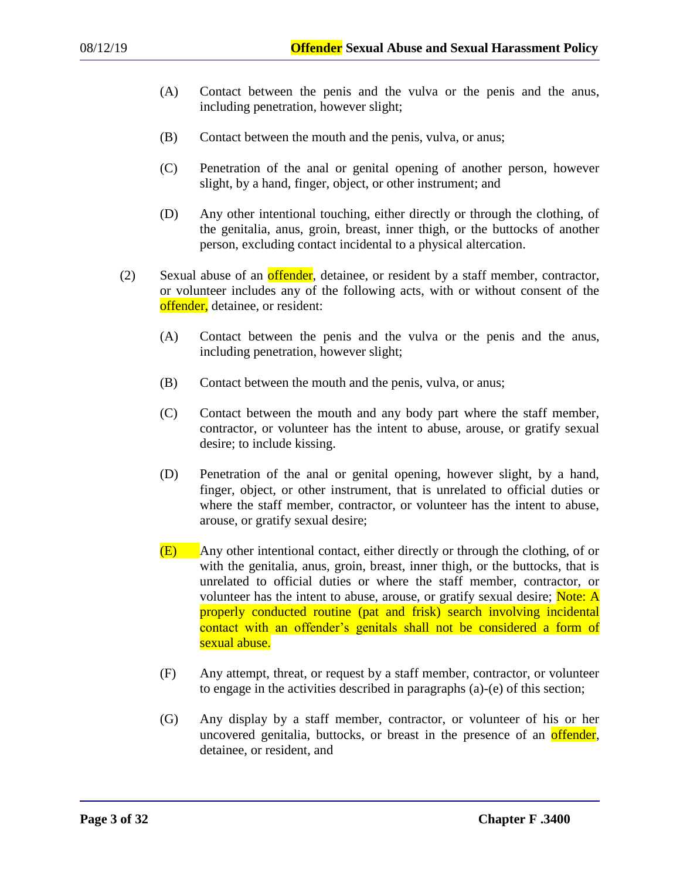(A) Contact between the penis and the vulva or the penis and the anus, including penetration, however slight;

(B) Contact between the mouth and the penis, vulva, or anus;

(C) Penetration of the anal or genital opening of another person, however slight, by a hand, finger, object, or other instrument; and

(D) Any other intentional touching, either directly or through the clothing, of the genitalia, anus, groin, breast, inner thigh, or the buttocks of another person, excluding contact incidental to a physical altercation.

(2) Sexual abuse of an offender, detainee, or resident by a staff member, contractor, or volunteer includes any of the following acts, with or without consent of the offender, detainee, or resident:

(A) Contact between the penis and the vulva or the penis and the anus, including penetration, however slight;

(B) Contact between the mouth and the penis, vulva, or anus;

(C) Contact between the mouth and any body part where the staff member, contractor, or volunteer has the intent to abuse, arouse, or gratify sexual desire; to include kissing.

(D) Penetration of the anal or genital opening, however slight, by a hand, finger, object, or other instrument, that is unrelated to official duties or where the staff member, contractor, or volunteer has the intent to abuse, arouse, or gratify sexual desire;

(E) Any other intentional contact, either directly or through the clothing, of or with the genitalia, anus, groin, breast, inner thigh, or the buttocks, that is unrelated to official duties or where the staff member, contractor, or volunteer has the intent to abuse, arouse, or gratify sexual desire; Note: A properly conducted routine (pat and frisk) search involving incidental contact with an offender's genitals shall not be considered a form of sexual abuse.

(F) Any attempt, threat, or request by a staff member, contractor, or volunteer to engage in the activities described in paragraphs (a)-(e) of this section;

(G) Any display by a staff member, contractor, or volunteer of his or her uncovered genitalia, buttocks, or breast in the presence of an offender, detainee, or resident, and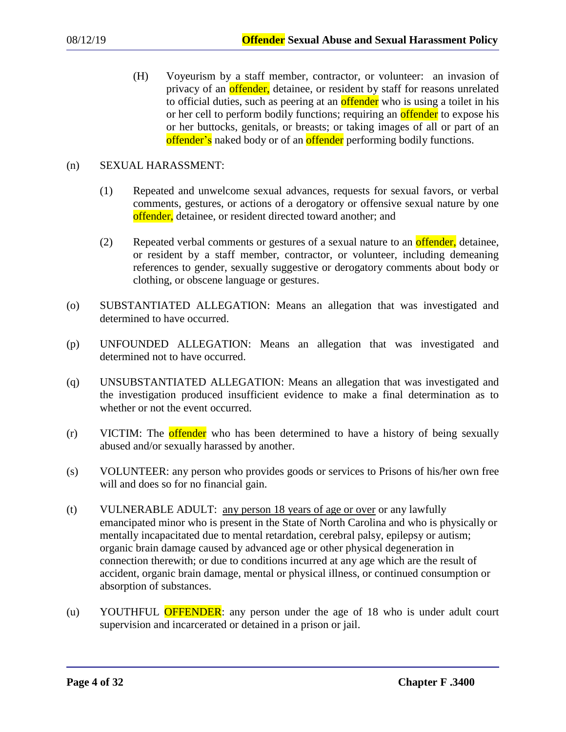(H) Voyeurism by a staff member, contractor, or volunteer: an invasion of privacy of an offender, detainee, or resident by staff for reasons unrelated to official duties, such as peering at an offender who is using a toilet in his or her cell to perform bodily functions; requiring an offender to expose his or her buttocks, genitals, or breasts; or taking images of all or part of an offender's naked body or of an offender performing bodily functions.

(n) SEXUAL HARASSMENT:

(1) Repeated and unwelcome sexual advances, requests for sexual favors, or verbal comments, gestures, or actions of a derogatory or offensive sexual nature by one offender, detainee, or resident directed toward another; and

(2) Repeated verbal comments or gestures of a sexual nature to an offender, detainee, or resident by a staff member, contractor, or volunteer, including demeaning references to gender, sexually suggestive or derogatory comments about body or clothing, or obscene language or gestures.

(o) SUBSTANTIATED ALLEGATION: Means an allegation that was investigated and determined to have occurred.

(p) UNFOUNDED ALLEGATION: Means an allegation that was investigated and determined not to have occurred.

(q) UNSUBSTANTIATED ALLEGATION: Means an allegation that was investigated and the investigation produced insufficient evidence to make a final determination as to whether or not the event occurred.

(r) VICTIM: The offender who has been determined to have a history of being sexually abused and/or sexually harassed by another.

(s) VOLUNTEER: any person who provides goods or services to Prisons of his/her own free will and does so for no financial gain.

(t) VULNERABLE ADULT: <u>any person 18 years of age or over</u> or any lawfully emancipated minor who is present in the State of North Carolina and who is physically or mentally incapacitated due to mental retardation, cerebral palsy, epilepsy or autism; organic brain damage caused by advanced age or other physical degeneration in connection therewith; or due to conditions incurred at any age which are the result of accident, organic brain damage, mental or physical illness, or continued consumption or absorption of substances.

(u) YOUTHFUL OFFENDER: any person under the age of 18 who is under adult court supervision and incarcerated or detained in a prison or jail.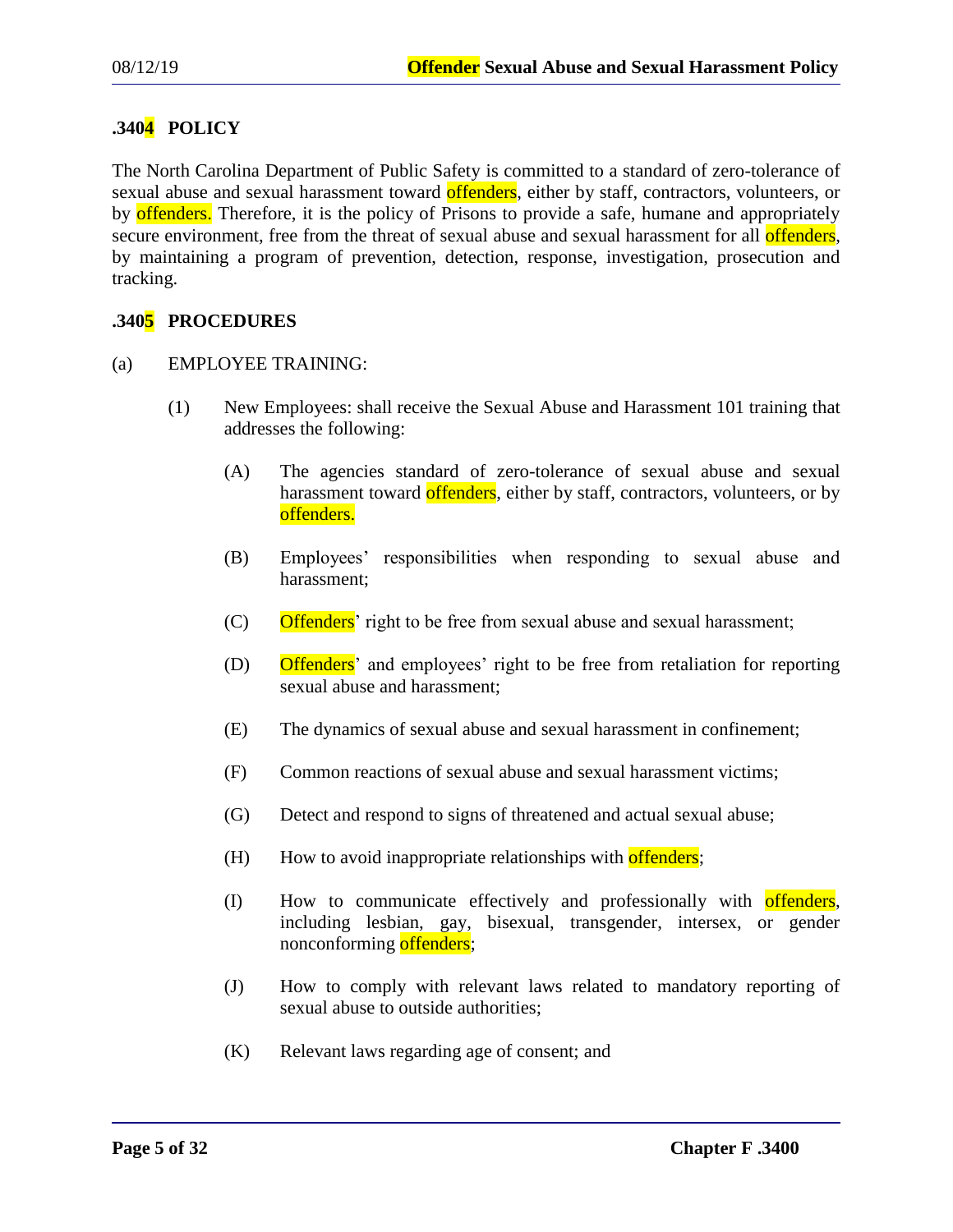## .3404 POLICY

The North Carolina Department of Public Safety is committed to a standard of zero-tolerance of sexual abuse and sexual harassment toward offenders, either by staff, contractors, volunteers, or by offenders. Therefore, it is the policy of Prisons to provide a safe, humane and appropriately secure environment, free from the threat of sexual abuse and sexual harassment for all offenders, by maintaining a program of prevention, detection, response, investigation, prosecution and tracking.

## .3405 PROCEDURES

(a) EMPLOYEE TRAINING:

(1) New Employees: shall receive the Sexual Abuse and Harassment 101 training that addresses the following:

(A) The agencies standard of zero-tolerance of sexual abuse and sexual harassment toward offenders, either by staff, contractors, volunteers, or by offenders.

(B) Employees' responsibilities when responding to sexual abuse and harassment;

(C) Offenders' right to be free from sexual abuse and sexual harassment;

(D) Offenders' and employees' right to be free from retaliation for reporting sexual abuse and harassment;

(E) The dynamics of sexual abuse and sexual harassment in confinement;

(F) Common reactions of sexual abuse and sexual harassment victims;

(G) Detect and respond to signs of threatened and actual sexual abuse;

(H) How to avoid inappropriate relationships with offenders;

(I) How to communicate effectively and professionally with offenders, including lesbian, gay, bisexual, transgender, intersex, or gender nonconforming offenders;

(J) How to comply with relevant laws related to mandatory reporting of sexual abuse to outside authorities;

(K) Relevant laws regarding age of consent; and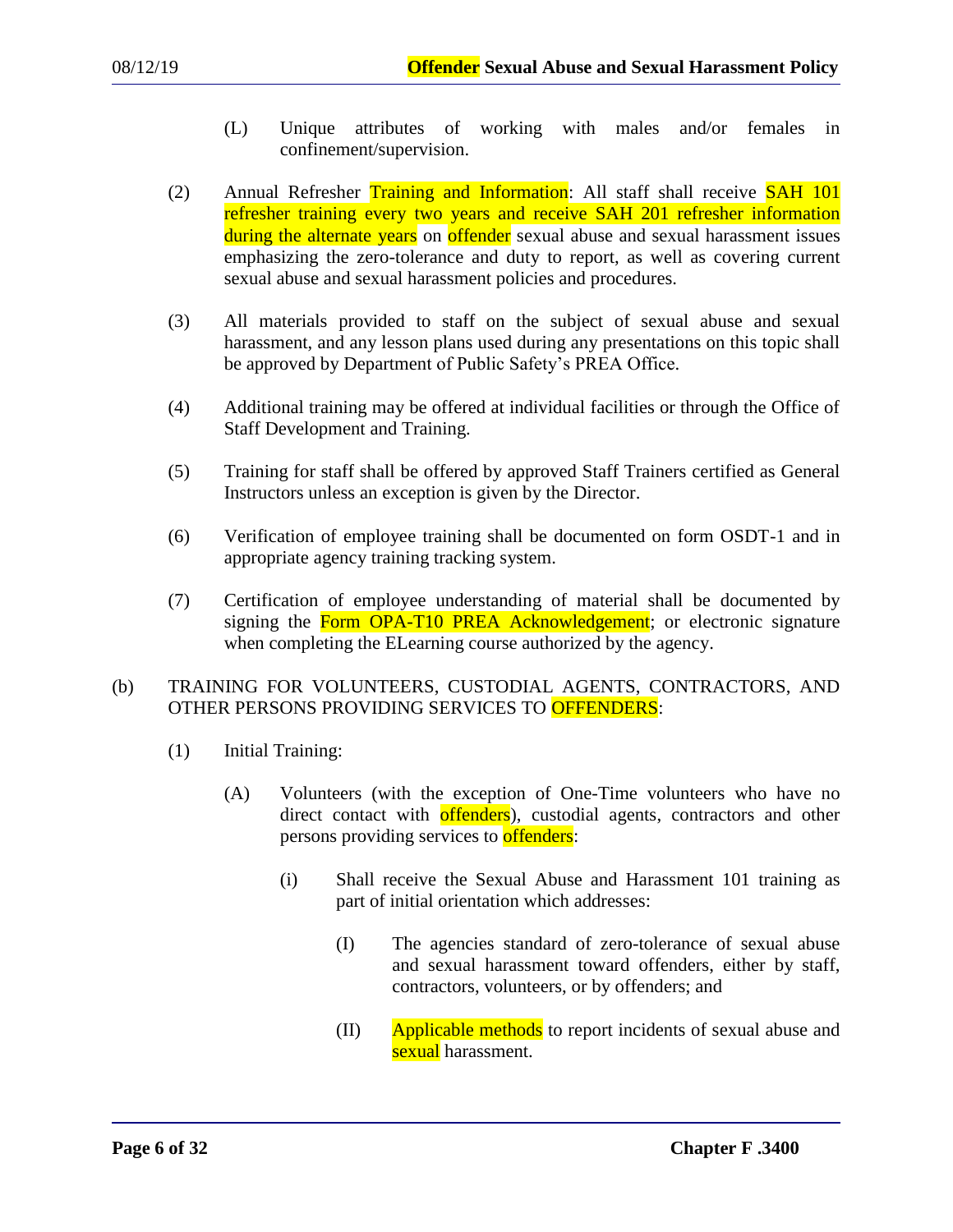(L) Unique attributes of working with males and/or females in confinement/supervision.

(2) Annual Refresher Training and Information: All staff shall receive SAH 101 refresher training every two years and receive SAH 201 refresher information during the alternate years on offender sexual abuse and sexual harassment issues emphasizing the zero-tolerance and duty to report, as well as covering current sexual abuse and sexual harassment policies and procedures.

(3) All materials provided to staff on the subject of sexual abuse and sexual harassment, and any lesson plans used during any presentations on this topic shall be approved by Department of Public Safety's PREA Office.

(4) Additional training may be offered at individual facilities or through the Office of Staff Development and Training.

(5) Training for staff shall be offered by approved Staff Trainers certified as General Instructors unless an exception is given by the Director.

(6) Verification of employee training shall be documented on form OSDT-1 and in appropriate agency training tracking system.

(7) Certification of employee understanding of material shall be documented by signing the Form OPA-T10 PREA Acknowledgement; or electronic signature when completing the ELearning course authorized by the agency.

(b) TRAINING FOR VOLUNTEERS, CUSTODIAL AGENTS, CONTRACTORS, AND OTHER PERSONS PROVIDING SERVICES TO OFFENDERS:

(1) Initial Training:

(A) Volunteers (with the exception of One-Time volunteers who have no direct contact with offenders), custodial agents, contractors and other persons providing services to offenders:

(i) Shall receive the Sexual Abuse and Harassment 101 training as part of initial orientation which addresses:

(I) The agencies standard of zero-tolerance of sexual abuse and sexual harassment toward offenders, either by staff, contractors, volunteers, or by offenders; and

(II) Applicable methods to report incidents of sexual abuse and sexual harassment.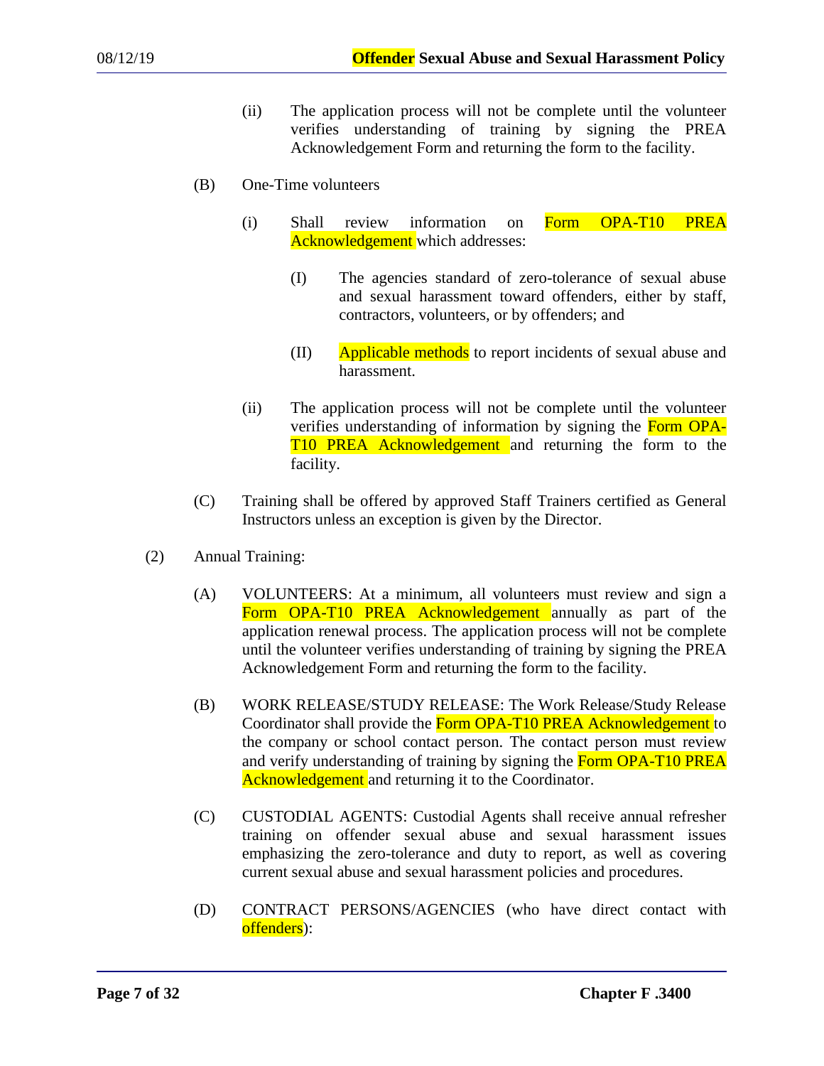(ii) The application process will not be complete until the volunteer verifies understanding of training by signing the PREA Acknowledgement Form and returning the form to the facility.

(B) One-Time volunteers

(i) Shall review information on Form OPA-T10 PREA Acknowledgement which addresses:

(I) The agencies standard of zero-tolerance of sexual abuse and sexual harassment toward offenders, either by staff, contractors, volunteers, or by offenders; and

(II) Applicable methods to report incidents of sexual abuse and harassment.

(ii) The application process will not be complete until the volunteer verifies understanding of information by signing the Form OPA-T10 PREA Acknowledgement and returning the form to the facility.

(C) Training shall be offered by approved Staff Trainers certified as General Instructors unless an exception is given by the Director.

(2) Annual Training:

(A) VOLUNTEERS: At a minimum, all volunteers must review and sign a Form OPA-T10 PREA Acknowledgement annually as part of the application renewal process. The application process will not be complete until the volunteer verifies understanding of training by signing the PREA Acknowledgement Form and returning the form to the facility.

(B) WORK RELEASE/STUDY RELEASE: The Work Release/Study Release Coordinator shall provide the Form OPA-T10 PREA Acknowledgement to the company or school contact person. The contact person must review and verify understanding of training by signing the Form OPA-T10 PREA Acknowledgement and returning it to the Coordinator.

(C) CUSTODIAL AGENTS: Custodial Agents shall receive annual refresher training on offender sexual abuse and sexual harassment issues emphasizing the zero-tolerance and duty to report, as well as covering current sexual abuse and sexual harassment policies and procedures.

(D) CONTRACT PERSONS/AGENCIES (who have direct contact with offenders):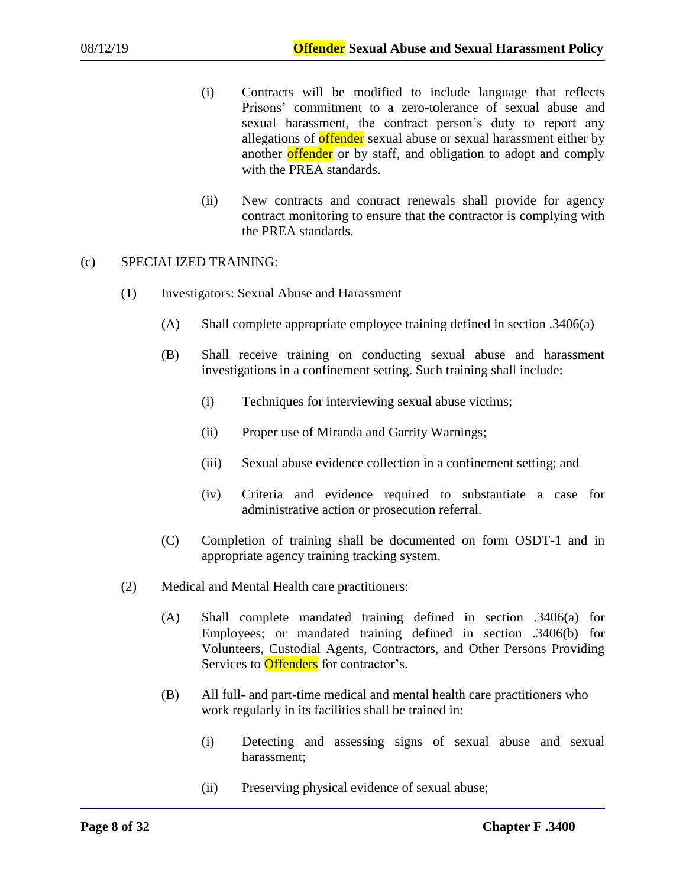(i) Contracts will be modified to include language that reflects Prisons' commitment to a zero-tolerance of sexual abuse and sexual harassment, the contract person's duty to report any allegations of offender sexual abuse or sexual harassment either by another offender or by staff, and obligation to adopt and comply with the PREA standards.

(ii) New contracts and contract renewals shall provide for agency contract monitoring to ensure that the contractor is complying with the PREA standards.

(c) SPECIALIZED TRAINING:

(1) Investigators: Sexual Abuse and Harassment

(A) Shall complete appropriate employee training defined in section .3406(a)

(B) Shall receive training on conducting sexual abuse and harassment investigations in a confinement setting. Such training shall include:

(i) Techniques for interviewing sexual abuse victims;

(ii) Proper use of Miranda and Garrity Warnings;

(iii) Sexual abuse evidence collection in a confinement setting; and

(iv) Criteria and evidence required to substantiate a case for administrative action or prosecution referral.

(C) Completion of training shall be documented on form OSDT-1 and in appropriate agency training tracking system.

(2) Medical and Mental Health care practitioners:

(A) Shall complete mandated training defined in section .3406(a) for Employees; or mandated training defined in section .3406(b) for Volunteers, Custodial Agents, Contractors, and Other Persons Providing Services to Offenders for contractor's.

(B) All full- and part-time medical and mental health care practitioners who work regularly in its facilities shall be trained in:

(i) Detecting and assessing signs of sexual abuse and sexual harassment;

(ii) Preserving physical evidence of sexual abuse;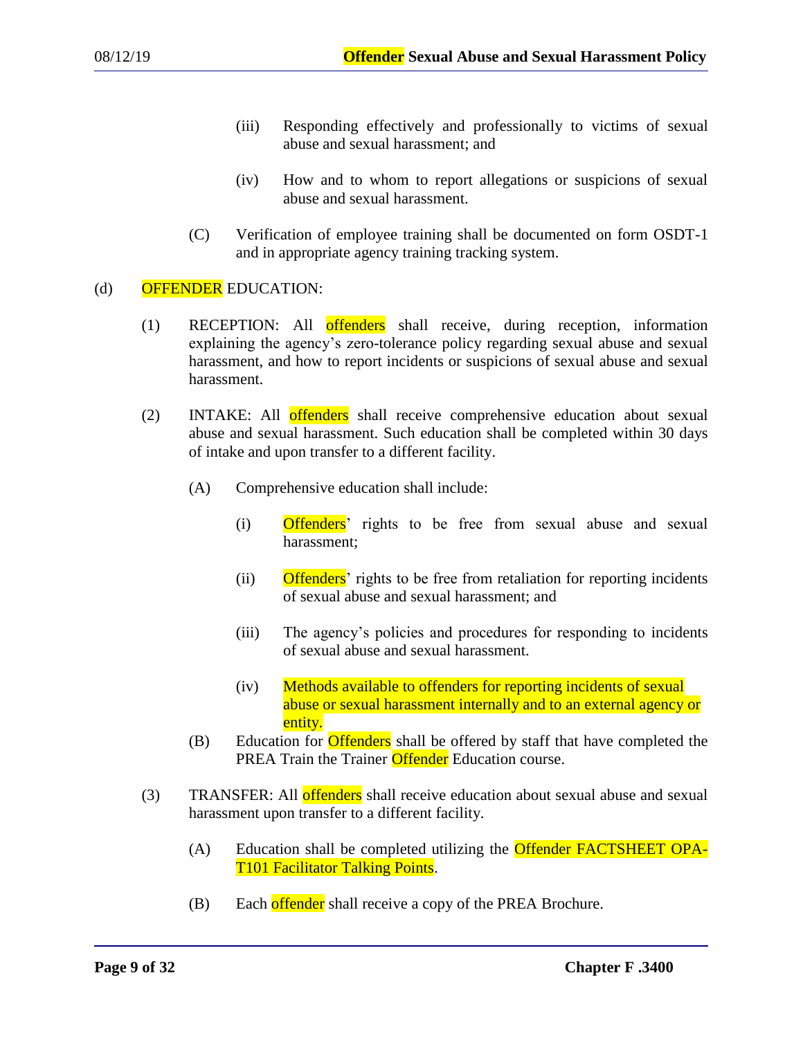(iii) Responding effectively and professionally to victims of sexual abuse and sexual harassment; and

(iv) How and to whom to report allegations or suspicions of sexual abuse and sexual harassment.

(C) Verification of employee training shall be documented on form OSDT-1 and in appropriate agency training tracking system.

(d) OFFENDER EDUCATION:

(1) RECEPTION: All offenders shall receive, during reception, information explaining the agency's zero-tolerance policy regarding sexual abuse and sexual harassment, and how to report incidents or suspicions of sexual abuse and sexual harassment.

(2) INTAKE: All offenders shall receive comprehensive education about sexual abuse and sexual harassment. Such education shall be completed within 30 days of intake and upon transfer to a different facility.

(A) Comprehensive education shall include:

(i) Offenders' rights to be free from sexual abuse and sexual harassment;

(ii) Offenders' rights to be free from retaliation for reporting incidents of sexual abuse and sexual harassment; and

(iii) The agency's policies and procedures for responding to incidents of sexual abuse and sexual harassment.

(iv) Methods available to offenders for reporting incidents of sexual abuse or sexual harassment internally and to an external agency or entity.

(B) Education for Offenders shall be offered by staff that have completed the PREA Train the Trainer Offender Education course.

(3) TRANSFER: All offenders shall receive education about sexual abuse and sexual harassment upon transfer to a different facility.

(A) Education shall be completed utilizing the Offender FACTSHEET OPA-T101 Facilitator Talking Points.

(B) Each offender shall receive a copy of the PREA Brochure.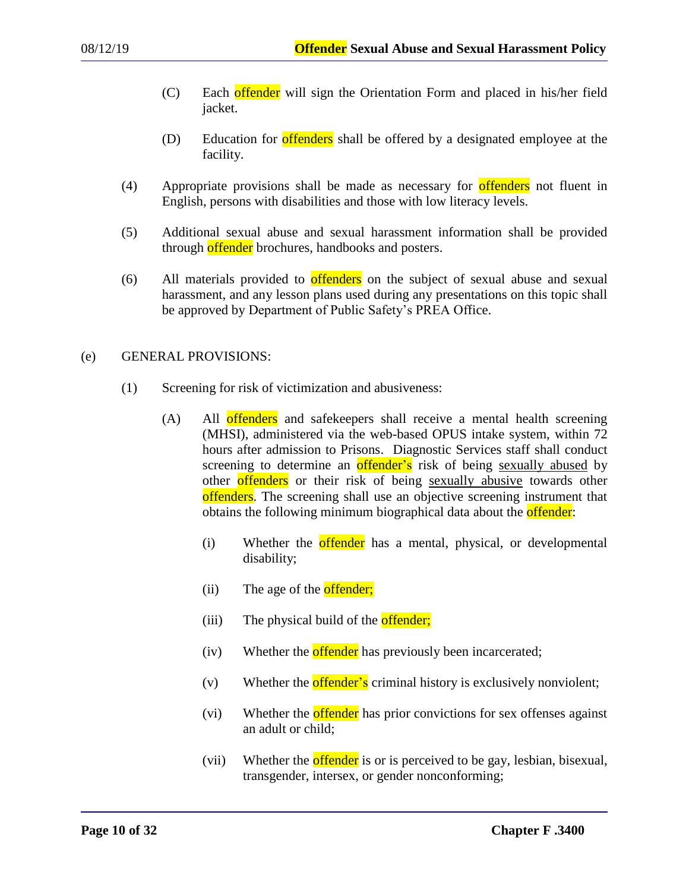(C) Each offender will sign the Orientation Form and placed in his/her field jacket.

(D) Education for offenders shall be offered by a designated employee at the facility.

(4) Appropriate provisions shall be made as necessary for offenders not fluent in English, persons with disabilities and those with low literacy levels.

(5) Additional sexual abuse and sexual harassment information shall be provided through offender brochures, handbooks and posters.

(6) All materials provided to offenders on the subject of sexual abuse and sexual harassment, and any lesson plans used during any presentations on this topic shall be approved by Department of Public Safety's PREA Office.

(e) GENERAL PROVISIONS:

(1) Screening for risk of victimization and abusiveness:

(A) All offenders and safekeepers shall receive a mental health screening (MHSI), administered via the web-based OPUS intake system, within 72 hours after admission to Prisons. Diagnostic Services staff shall conduct screening to determine an offender's risk of being <u>sexually abused</u> by other offenders or their risk of being <u>sexually abusive</u> towards other offenders. The screening shall use an objective screening instrument that obtains the following minimum biographical data about the offender:

(i) Whether the offender has a mental, physical, or developmental disability;

(ii) The age of the offender;

(iii) The physical build of the offender;

(iv) Whether the offender has previously been incarcerated;

(v) Whether the offender's criminal history is exclusively nonviolent;

(vi) Whether the offender has prior convictions for sex offenses against an adult or child;

(vii) Whether the offender is or is perceived to be gay, lesbian, bisexual, transgender, intersex, or gender nonconforming;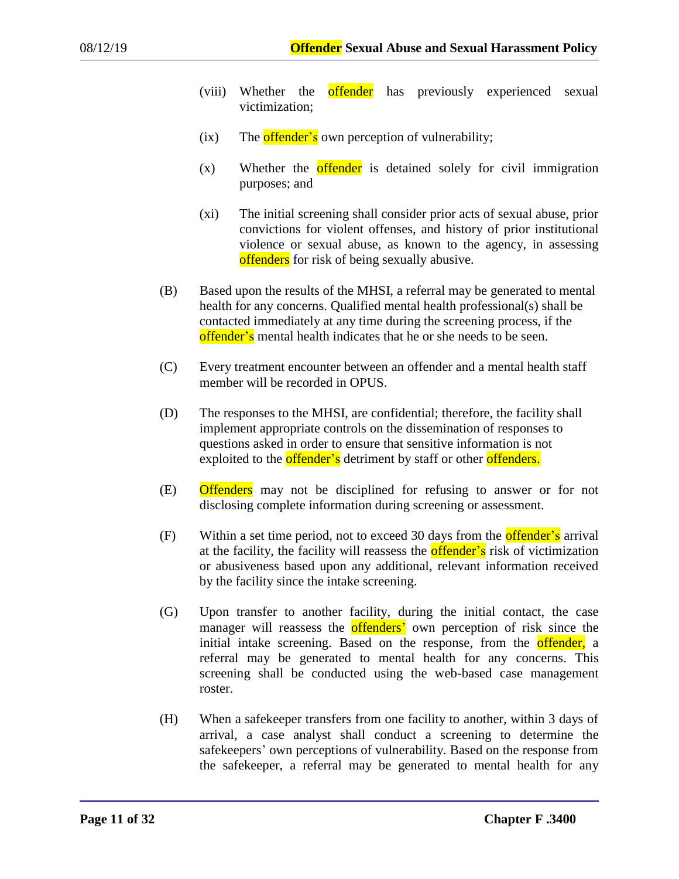(viii) Whether the offender has previously experienced sexual victimization;

(ix) The offender's own perception of vulnerability;

(x) Whether the offender is detained solely for civil immigration purposes; and

(xi) The initial screening shall consider prior acts of sexual abuse, prior convictions for violent offenses, and history of prior institutional violence or sexual abuse, as known to the agency, in assessing offenders for risk of being sexually abusive.

(B) Based upon the results of the MHSI, a referral may be generated to mental health for any concerns. Qualified mental health professional(s) shall be contacted immediately at any time during the screening process, if the offender's mental health indicates that he or she needs to be seen.

(C) Every treatment encounter between an offender and a mental health staff member will be recorded in OPUS.

(D) The responses to the MHSI, are confidential; therefore, the facility shall implement appropriate controls on the dissemination of responses to questions asked in order to ensure that sensitive information is not exploited to the offender's detriment by staff or other offenders.

(E) Offenders may not be disciplined for refusing to answer or for not disclosing complete information during screening or assessment.

(F) Within a set time period, not to exceed 30 days from the offender's arrival at the facility, the facility will reassess the offender's risk of victimization or abusiveness based upon any additional, relevant information received by the facility since the intake screening.

(G) Upon transfer to another facility, during the initial contact, the case manager will reassess the offenders' own perception of risk since the initial intake screening. Based on the response, from the offender, a referral may be generated to mental health for any concerns. This screening shall be conducted using the web-based case management roster.

(H) When a safekeeper transfers from one facility to another, within 3 days of arrival, a case analyst shall conduct a screening to determine the safekeepers' own perceptions of vulnerability. Based on the response from the safekeeper, a referral may be generated to mental health for any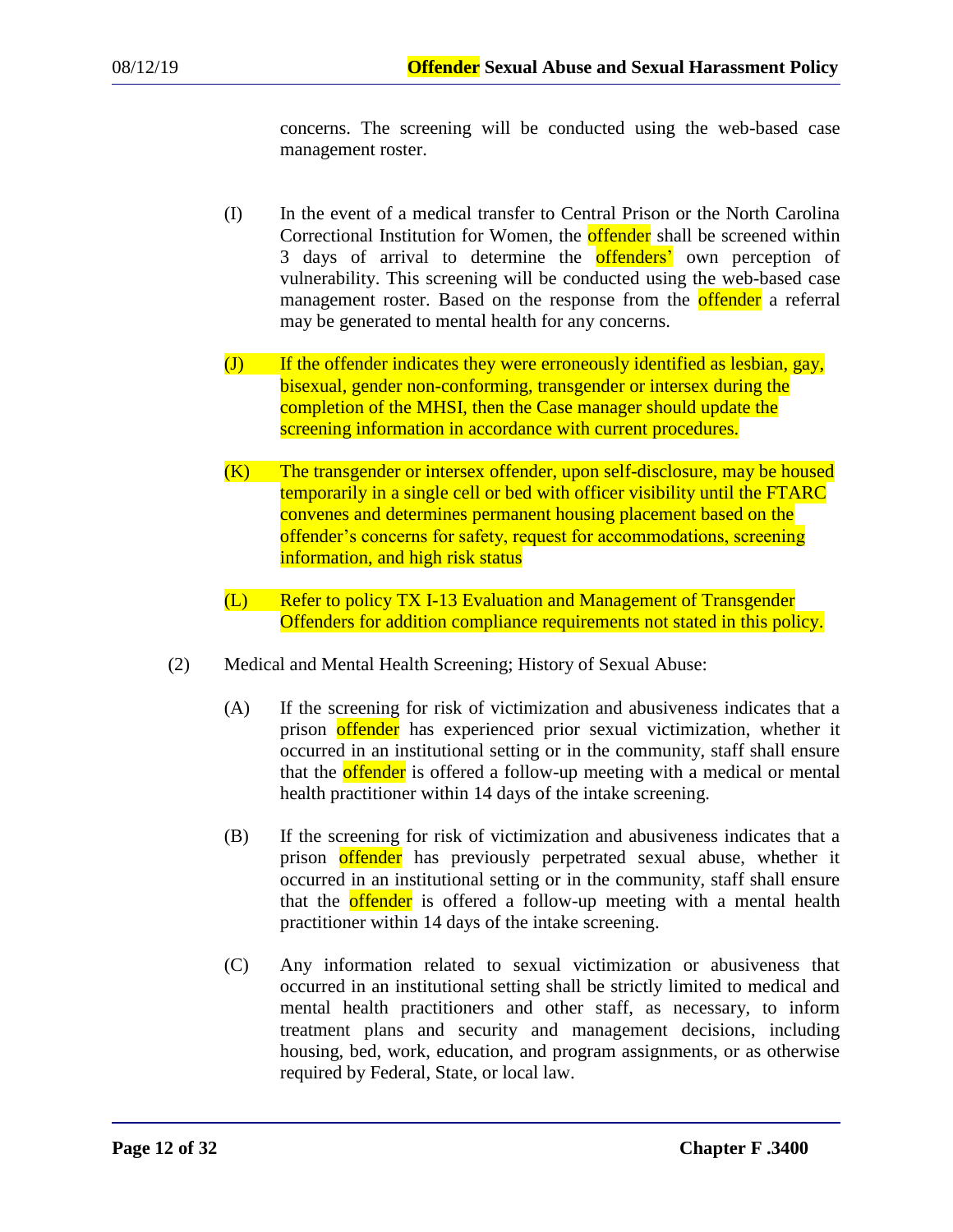concerns. The screening will be conducted using the web-based case management roster.

(I) In the event of a medical transfer to Central Prison or the North Carolina Correctional Institution for Women, the offender shall be screened within 3 days of arrival to determine the offenders' own perception of vulnerability. This screening will be conducted using the web-based case management roster. Based on the response from the offender a referral may be generated to mental health for any concerns.

(J) If the offender indicates they were erroneously identified as lesbian, gay, bisexual, gender non-conforming, transgender or intersex during the completion of the MHSI, then the Case manager should update the screening information in accordance with current procedures.

(K) The transgender or intersex offender, upon self-disclosure, may be housed temporarily in a single cell or bed with officer visibility until the FTARC convenes and determines permanent housing placement based on the offender's concerns for safety, request for accommodations, screening information, and high risk status

(L) Refer to policy TX I-13 Evaluation and Management of Transgender Offenders for addition compliance requirements not stated in this policy.

(2) Medical and Mental Health Screening; History of Sexual Abuse:

(A) If the screening for risk of victimization and abusiveness indicates that a prison offender has experienced prior sexual victimization, whether it occurred in an institutional setting or in the community, staff shall ensure that the offender is offered a follow-up meeting with a medical or mental health practitioner within 14 days of the intake screening.

(B) If the screening for risk of victimization and abusiveness indicates that a prison offender has previously perpetrated sexual abuse, whether it occurred in an institutional setting or in the community, staff shall ensure that the offender is offered a follow-up meeting with a mental health practitioner within 14 days of the intake screening.

(C) Any information related to sexual victimization or abusiveness that occurred in an institutional setting shall be strictly limited to medical and mental health practitioners and other staff, as necessary, to inform treatment plans and security and management decisions, including housing, bed, work, education, and program assignments, or as otherwise required by Federal, State, or local law.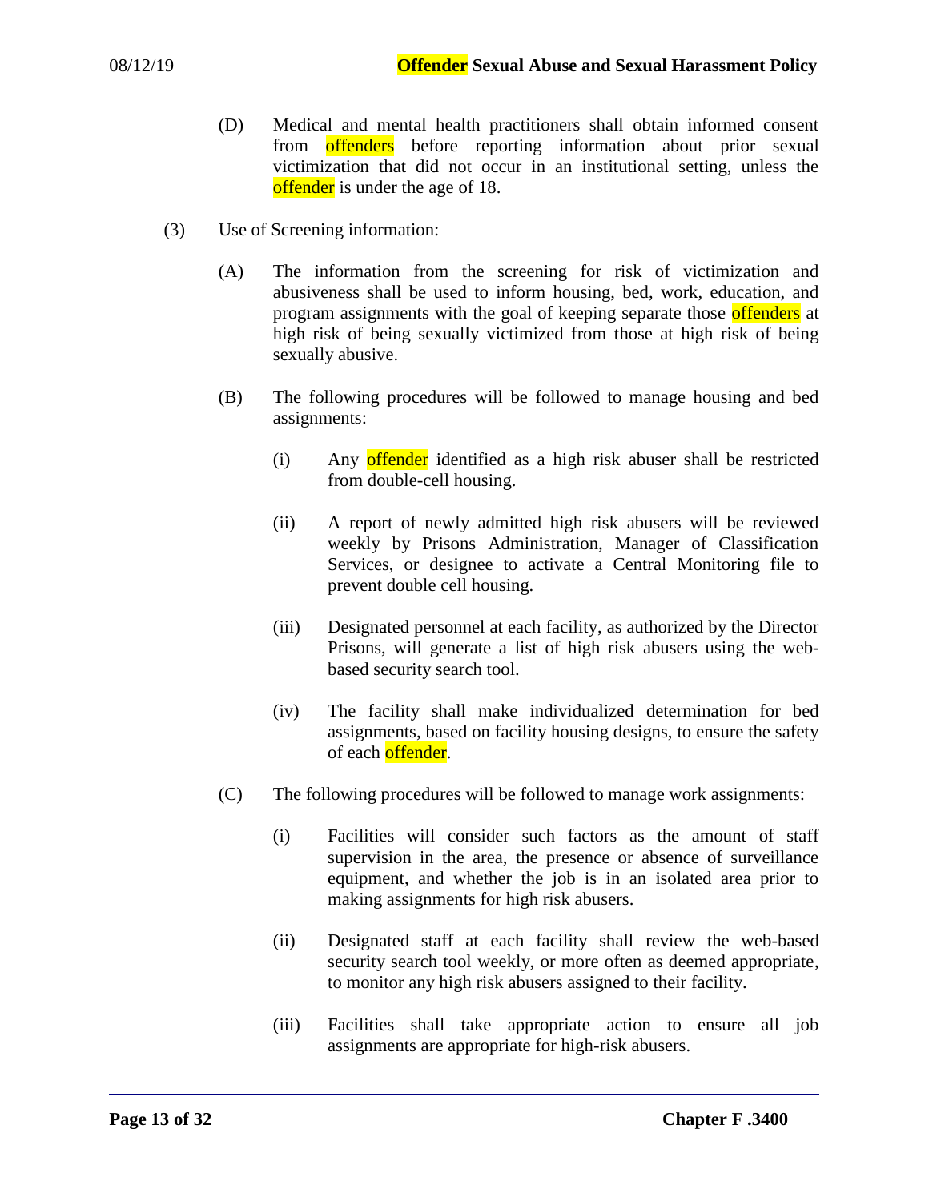(D) Medical and mental health practitioners shall obtain informed consent from offenders before reporting information about prior sexual victimization that did not occur in an institutional setting, unless the offender is under the age of 18.

(3) Use of Screening information:

(A) The information from the screening for risk of victimization and abusiveness shall be used to inform housing, bed, work, education, and program assignments with the goal of keeping separate those offenders at high risk of being sexually victimized from those at high risk of being sexually abusive.

(B) The following procedures will be followed to manage housing and bed assignments:

(i) Any offender identified as a high risk abuser shall be restricted from double-cell housing.

(ii) A report of newly admitted high risk abusers will be reviewed weekly by Prisons Administration, Manager of Classification Services, or designee to activate a Central Monitoring file to prevent double cell housing.

(iii) Designated personnel at each facility, as authorized by the Director Prisons, will generate a list of high risk abusers using the web-based security search tool.

(iv) The facility shall make individualized determination for bed assignments, based on facility housing designs, to ensure the safety of each offender.

(C) The following procedures will be followed to manage work assignments:

(i) Facilities will consider such factors as the amount of staff supervision in the area, the presence or absence of surveillance equipment, and whether the job is in an isolated area prior to making assignments for high risk abusers.

(ii) Designated staff at each facility shall review the web-based security search tool weekly, or more often as deemed appropriate, to monitor any high risk abusers assigned to their facility.

(iii) Facilities shall take appropriate action to ensure all job assignments are appropriate for high-risk abusers.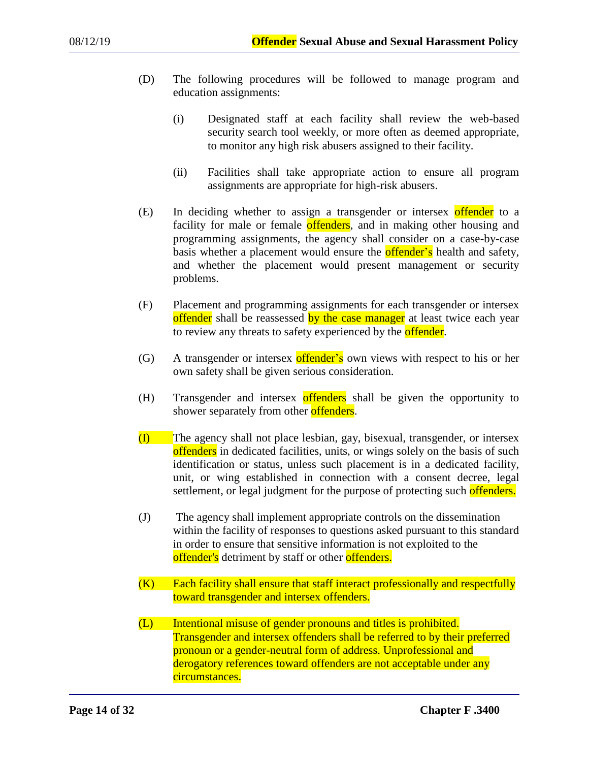(D) The following procedures will be followed to manage program and education assignments:

  (i) Designated staff at each facility shall review the web-based security search tool weekly, or more often as deemed appropriate, to monitor any high risk abusers assigned to their facility.

  (ii) Facilities shall take appropriate action to ensure all program assignments are appropriate for high-risk abusers.

(E) In deciding whether to assign a transgender or intersex offender to a facility for male or female offenders, and in making other housing and programming assignments, the agency shall consider on a case-by-case basis whether a placement would ensure the offender's health and safety, and whether the placement would present management or security problems.

(F) Placement and programming assignments for each transgender or intersex offender shall be reassessed by the case manager at least twice each year to review any threats to safety experienced by the offender.

(G) A transgender or intersex offender's own views with respect to his or her own safety shall be given serious consideration.

(H) Transgender and intersex offenders shall be given the opportunity to shower separately from other offenders.

(I) The agency shall not place lesbian, gay, bisexual, transgender, or intersex offenders in dedicated facilities, units, or wings solely on the basis of such identification or status, unless such placement is in a dedicated facility, unit, or wing established in connection with a consent decree, legal settlement, or legal judgment for the purpose of protecting such offenders.

(J) The agency shall implement appropriate controls on the dissemination within the facility of responses to questions asked pursuant to this standard in order to ensure that sensitive information is not exploited to the offender's detriment by staff or other offenders.

(K) Each facility shall ensure that staff interact professionally and respectfully toward transgender and intersex offenders.

(L) Intentional misuse of gender pronouns and titles is prohibited. Transgender and intersex offenders shall be referred to by their preferred pronoun or a gender-neutral form of address. Unprofessional and derogatory references toward offenders are not acceptable under any circumstances.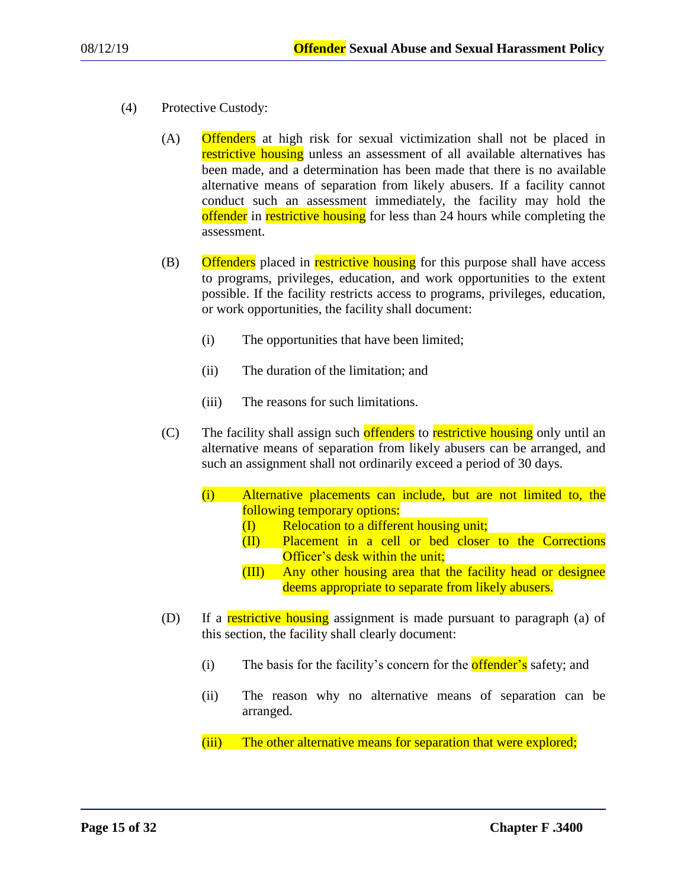(4) Protective Custody:

(A) Offenders at high risk for sexual victimization shall not be placed in restrictive housing unless an assessment of all available alternatives has been made, and a determination has been made that there is no available alternative means of separation from likely abusers. If a facility cannot conduct such an assessment immediately, the facility may hold the offender in restrictive housing for less than 24 hours while completing the assessment.

(B) Offenders placed in restrictive housing for this purpose shall have access to programs, privileges, education, and work opportunities to the extent possible. If the facility restricts access to programs, privileges, education, or work opportunities, the facility shall document:

(i) The opportunities that have been limited;

(ii) The duration of the limitation; and

(iii) The reasons for such limitations.

(C) The facility shall assign such offenders to restrictive housing only until an alternative means of separation from likely abusers can be arranged, and such an assignment shall not ordinarily exceed a period of 30 days.

(i) Alternative placements can include, but are not limited to, the following temporary options:

(I) Relocation to a different housing unit;

(II) Placement in a cell or bed closer to the Corrections Officer's desk within the unit;

(III) Any other housing area that the facility head or designee deems appropriate to separate from likely abusers.

(D) If a restrictive housing assignment is made pursuant to paragraph (a) of this section, the facility shall clearly document:

(i) The basis for the facility's concern for the offender's safety; and

(ii) The reason why no alternative means of separation can be arranged.

(iii) The other alternative means for separation that were explored;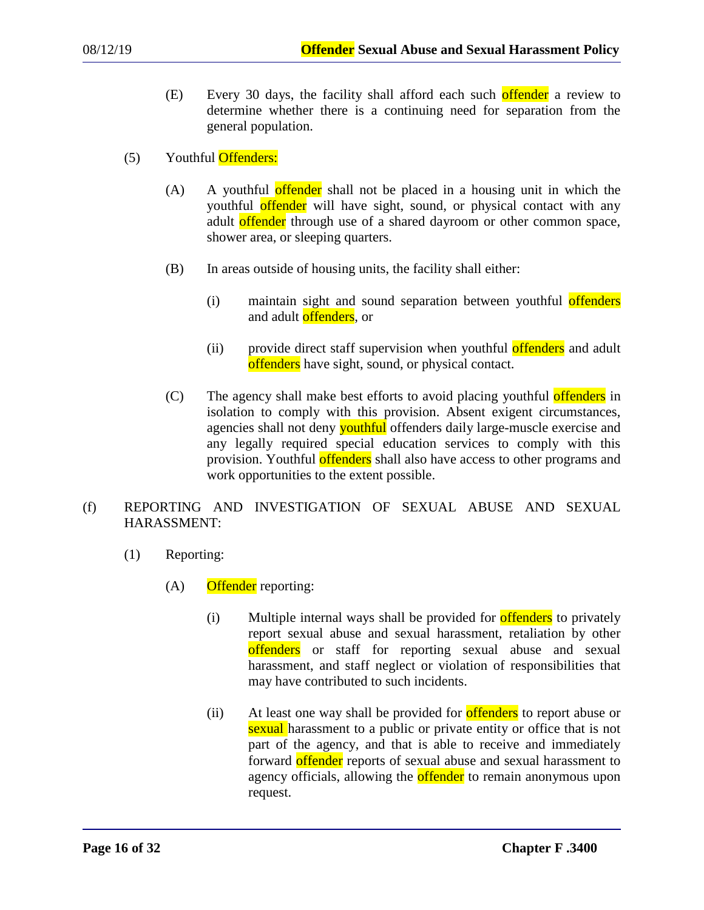(E) Every 30 days, the facility shall afford each such offender a review to determine whether there is a continuing need for separation from the general population.

(5) Youthful Offenders:

(A) A youthful offender shall not be placed in a housing unit in which the youthful offender will have sight, sound, or physical contact with any adult offender through use of a shared dayroom or other common space, shower area, or sleeping quarters.

(B) In areas outside of housing units, the facility shall either:

(i) maintain sight and sound separation between youthful offenders and adult offenders, or

(ii) provide direct staff supervision when youthful offenders and adult offenders have sight, sound, or physical contact.

(C) The agency shall make best efforts to avoid placing youthful offenders in isolation to comply with this provision. Absent exigent circumstances, agencies shall not deny youthful offenders daily large-muscle exercise and any legally required special education services to comply with this provision. Youthful offenders shall also have access to other programs and work opportunities to the extent possible.

(f) REPORTING AND INVESTIGATION OF SEXUAL ABUSE AND SEXUAL HARASSMENT:

(1) Reporting:

(A) Offender reporting:

(i) Multiple internal ways shall be provided for offenders to privately report sexual abuse and sexual harassment, retaliation by other offenders or staff for reporting sexual abuse and sexual harassment, and staff neglect or violation of responsibilities that may have contributed to such incidents.

(ii) At least one way shall be provided for offenders to report abuse or sexual harassment to a public or private entity or office that is not part of the agency, and that is able to receive and immediately forward offender reports of sexual abuse and sexual harassment to agency officials, allowing the offender to remain anonymous upon request.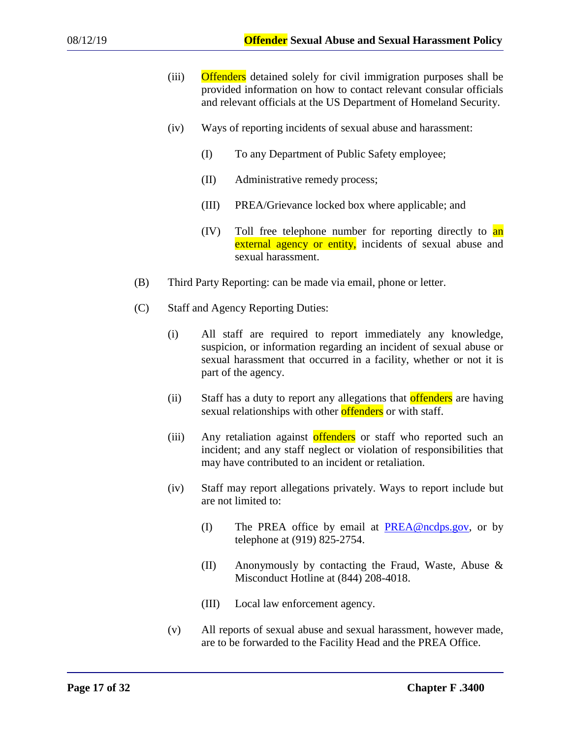(iii) Offenders detained solely for civil immigration purposes shall be provided information on how to contact relevant consular officials and relevant officials at the US Department of Homeland Security.

(iv) Ways of reporting incidents of sexual abuse and harassment:

(I) To any Department of Public Safety employee;

(II) Administrative remedy process;

(III) PREA/Grievance locked box where applicable; and

(IV) Toll free telephone number for reporting directly to an external agency or entity, incidents of sexual abuse and sexual harassment.

(B) Third Party Reporting: can be made via email, phone or letter.

(C) Staff and Agency Reporting Duties:

(i) All staff are required to report immediately any knowledge, suspicion, or information regarding an incident of sexual abuse or sexual harassment that occurred in a facility, whether or not it is part of the agency.

(ii) Staff has a duty to report any allegations that offenders are having sexual relationships with other offenders or with staff.

(iii) Any retaliation against offenders or staff who reported such an incident; and any staff neglect or violation of responsibilities that may have contributed to an incident or retaliation.

(iv) Staff may report allegations privately. Ways to report include but are not limited to:

(I) The PREA office by email at PREA@ncdps.gov, or by telephone at (919) 825-2754.

(II) Anonymously by contacting the Fraud, Waste, Abuse & Misconduct Hotline at (844) 208-4018.

(III) Local law enforcement agency.

(v) All reports of sexual abuse and sexual harassment, however made, are to be forwarded to the Facility Head and the PREA Office.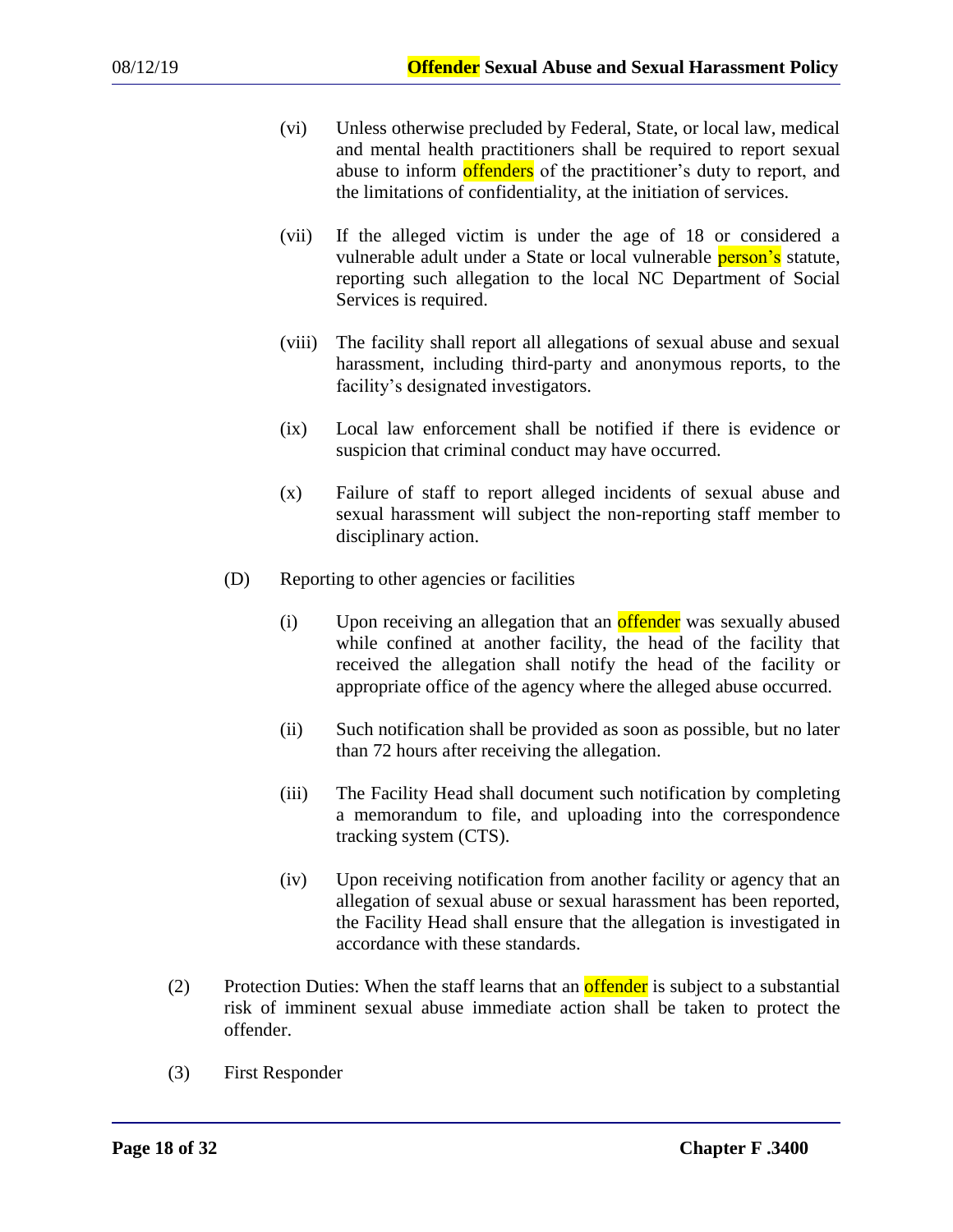(vi) Unless otherwise precluded by Federal, State, or local law, medical and mental health practitioners shall be required to report sexual abuse to inform offenders of the practitioner's duty to report, and the limitations of confidentiality, at the initiation of services.

(vii) If the alleged victim is under the age of 18 or considered a vulnerable adult under a State or local vulnerable person's statute, reporting such allegation to the local NC Department of Social Services is required.

(viii) The facility shall report all allegations of sexual abuse and sexual harassment, including third-party and anonymous reports, to the facility's designated investigators.

(ix) Local law enforcement shall be notified if there is evidence or suspicion that criminal conduct may have occurred.

(x) Failure of staff to report alleged incidents of sexual abuse and sexual harassment will subject the non-reporting staff member to disciplinary action.

(D) Reporting to other agencies or facilities

(i) Upon receiving an allegation that an offender was sexually abused while confined at another facility, the head of the facility that received the allegation shall notify the head of the facility or appropriate office of the agency where the alleged abuse occurred.

(ii) Such notification shall be provided as soon as possible, but no later than 72 hours after receiving the allegation.

(iii) The Facility Head shall document such notification by completing a memorandum to file, and uploading into the correspondence tracking system (CTS).

(iv) Upon receiving notification from another facility or agency that an allegation of sexual abuse or sexual harassment has been reported, the Facility Head shall ensure that the allegation is investigated in accordance with these standards.

(2) Protection Duties: When the staff learns that an offender is subject to a substantial risk of imminent sexual abuse immediate action shall be taken to protect the offender.

(3) First Responder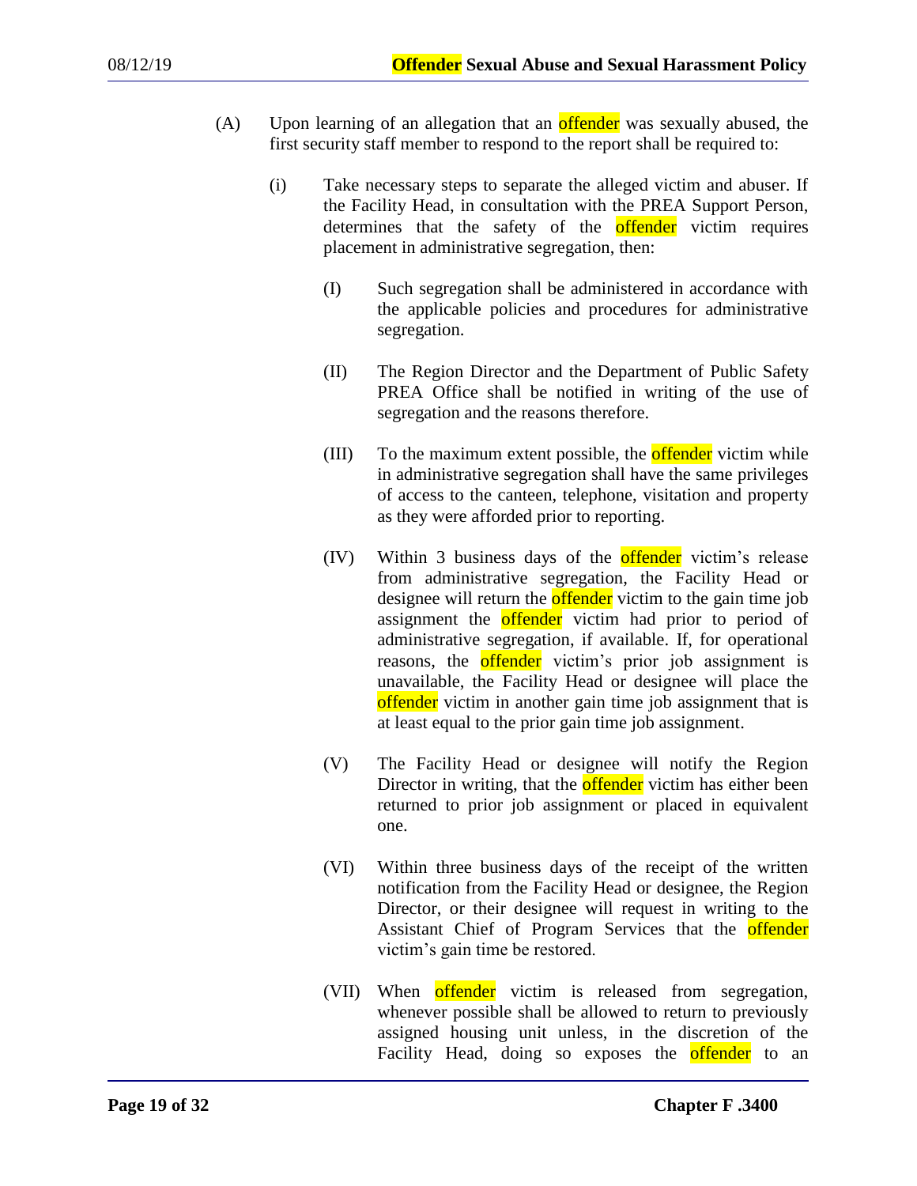(A) Upon learning of an allegation that an offender was sexually abused, the first security staff member to respond to the report shall be required to:

   (i) Take necessary steps to separate the alleged victim and abuser. If the Facility Head, in consultation with the PREA Support Person, determines that the safety of the offender victim requires placement in administrative segregation, then:

      (I) Such segregation shall be administered in accordance with the applicable policies and procedures for administrative segregation.

      (II) The Region Director and the Department of Public Safety PREA Office shall be notified in writing of the use of segregation and the reasons therefore.

      (III) To the maximum extent possible, the offender victim while in administrative segregation shall have the same privileges of access to the canteen, telephone, visitation and property as they were afforded prior to reporting.

      (IV) Within 3 business days of the offender victim's release from administrative segregation, the Facility Head or designee will return the offender victim to the gain time job assignment the offender victim had prior to period of administrative segregation, if available. If, for operational reasons, the offender victim's prior job assignment is unavailable, the Facility Head or designee will place the offender victim in another gain time job assignment that is at least equal to the prior gain time job assignment.

      (V) The Facility Head or designee will notify the Region Director in writing, that the offender victim has either been returned to prior job assignment or placed in equivalent one.

      (VI) Within three business days of the receipt of the written notification from the Facility Head or designee, the Region Director, or their designee will request in writing to the Assistant Chief of Program Services that the offender victim's gain time be restored.

      (VII) When offender victim is released from segregation, whenever possible shall be allowed to return to previously assigned housing unit unless, in the discretion of the Facility Head, doing so exposes the offender to an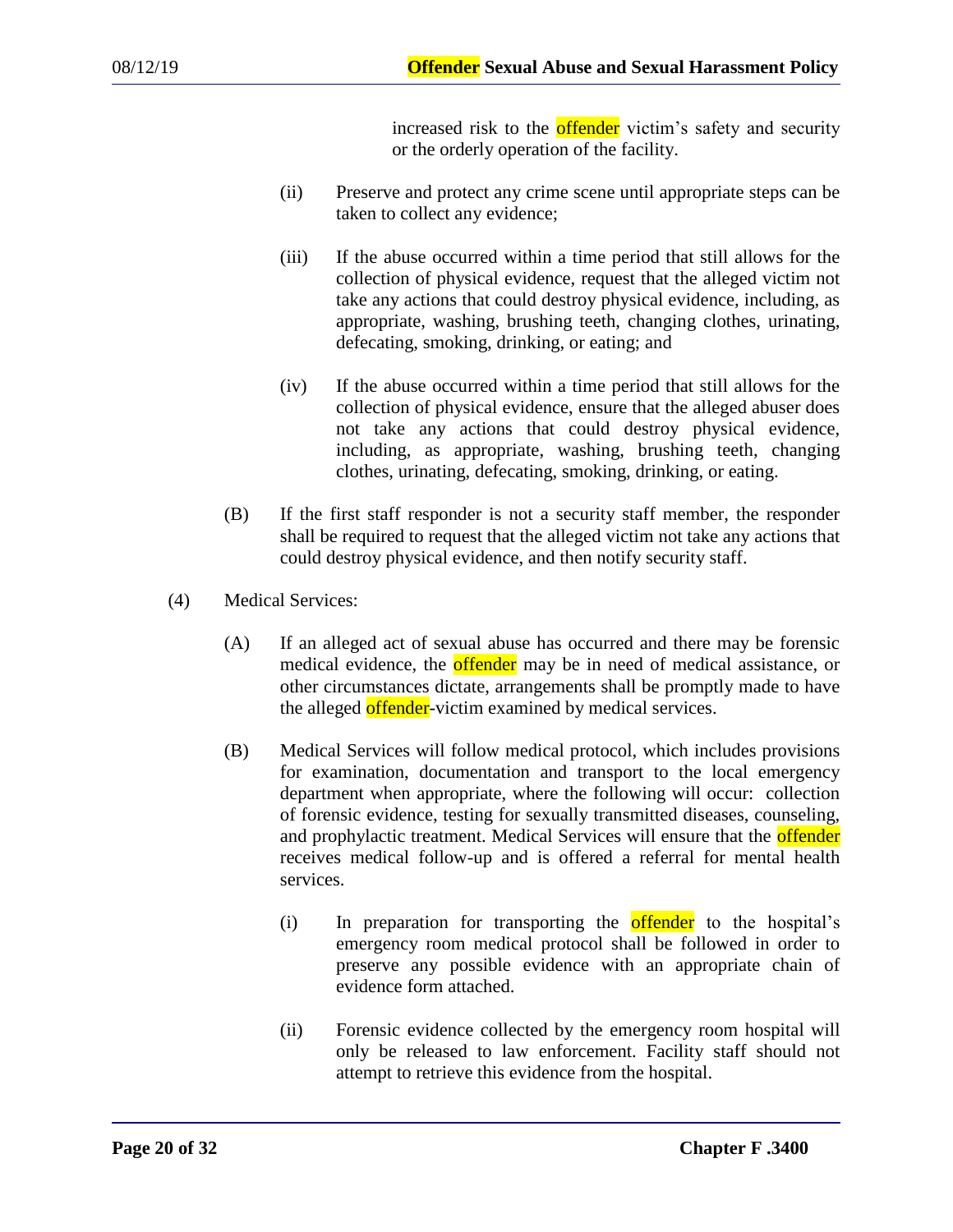increased risk to the offender victim's safety and security or the orderly operation of the facility.

(ii) Preserve and protect any crime scene until appropriate steps can be taken to collect any evidence;

(iii) If the abuse occurred within a time period that still allows for the collection of physical evidence, request that the alleged victim not take any actions that could destroy physical evidence, including, as appropriate, washing, brushing teeth, changing clothes, urinating, defecating, smoking, drinking, or eating; and

(iv) If the abuse occurred within a time period that still allows for the collection of physical evidence, ensure that the alleged abuser does not take any actions that could destroy physical evidence, including, as appropriate, washing, brushing teeth, changing clothes, urinating, defecating, smoking, drinking, or eating.

(B) If the first staff responder is not a security staff member, the responder shall be required to request that the alleged victim not take any actions that could destroy physical evidence, and then notify security staff.

(4) Medical Services:

(A) If an alleged act of sexual abuse has occurred and there may be forensic medical evidence, the offender may be in need of medical assistance, or other circumstances dictate, arrangements shall be promptly made to have the alleged offender-victim examined by medical services.

(B) Medical Services will follow medical protocol, which includes provisions for examination, documentation and transport to the local emergency department when appropriate, where the following will occur: collection of forensic evidence, testing for sexually transmitted diseases, counseling, and prophylactic treatment. Medical Services will ensure that the offender receives medical follow-up and is offered a referral for mental health services.

(i) In preparation for transporting the offender to the hospital's emergency room medical protocol shall be followed in order to preserve any possible evidence with an appropriate chain of evidence form attached.

(ii) Forensic evidence collected by the emergency room hospital will only be released to law enforcement. Facility staff should not attempt to retrieve this evidence from the hospital.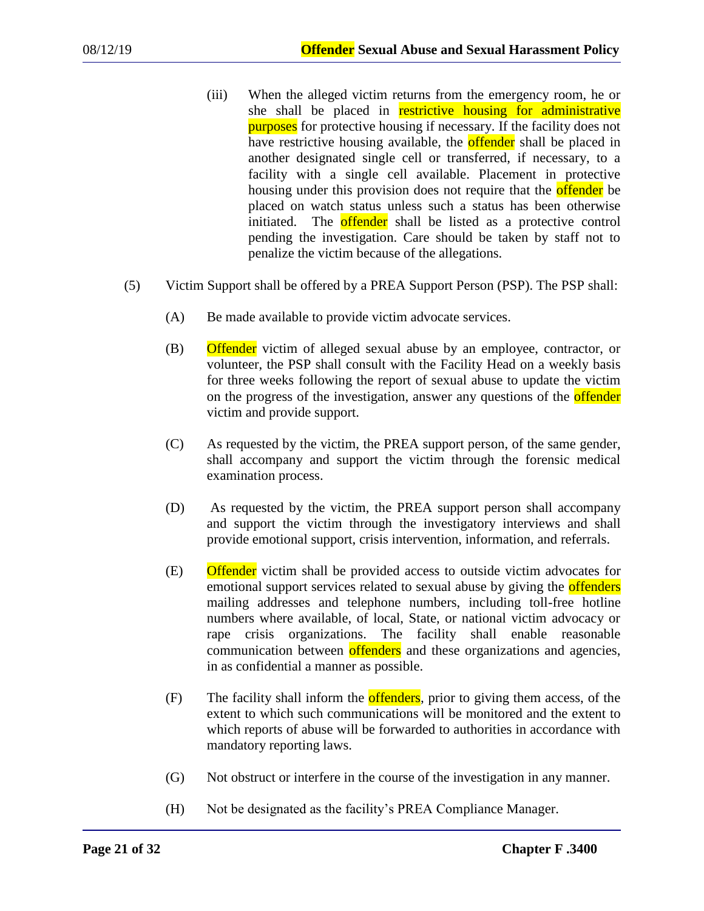(iii) When the alleged victim returns from the emergency room, he or she shall be placed in restrictive housing for administrative purposes for protective housing if necessary. If the facility does not have restrictive housing available, the offender shall be placed in another designated single cell or transferred, if necessary, to a facility with a single cell available. Placement in protective housing under this provision does not require that the offender be placed on watch status unless such a status has been otherwise initiated. The offender shall be listed as a protective control pending the investigation. Care should be taken by staff not to penalize the victim because of the allegations.

(5) Victim Support shall be offered by a PREA Support Person (PSP). The PSP shall:

(A) Be made available to provide victim advocate services.

(B) Offender victim of alleged sexual abuse by an employee, contractor, or volunteer, the PSP shall consult with the Facility Head on a weekly basis for three weeks following the report of sexual abuse to update the victim on the progress of the investigation, answer any questions of the offender victim and provide support.

(C) As requested by the victim, the PREA support person, of the same gender, shall accompany and support the victim through the forensic medical examination process.

(D) As requested by the victim, the PREA support person shall accompany and support the victim through the investigatory interviews and shall provide emotional support, crisis intervention, information, and referrals.

(E) Offender victim shall be provided access to outside victim advocates for emotional support services related to sexual abuse by giving the offenders mailing addresses and telephone numbers, including toll-free hotline numbers where available, of local, State, or national victim advocacy or rape crisis organizations. The facility shall enable reasonable communication between offenders and these organizations and agencies, in as confidential a manner as possible.

(F) The facility shall inform the offenders, prior to giving them access, of the extent to which such communications will be monitored and the extent to which reports of abuse will be forwarded to authorities in accordance with mandatory reporting laws.

(G) Not obstruct or interfere in the course of the investigation in any manner.

(H) Not be designated as the facility's PREA Compliance Manager.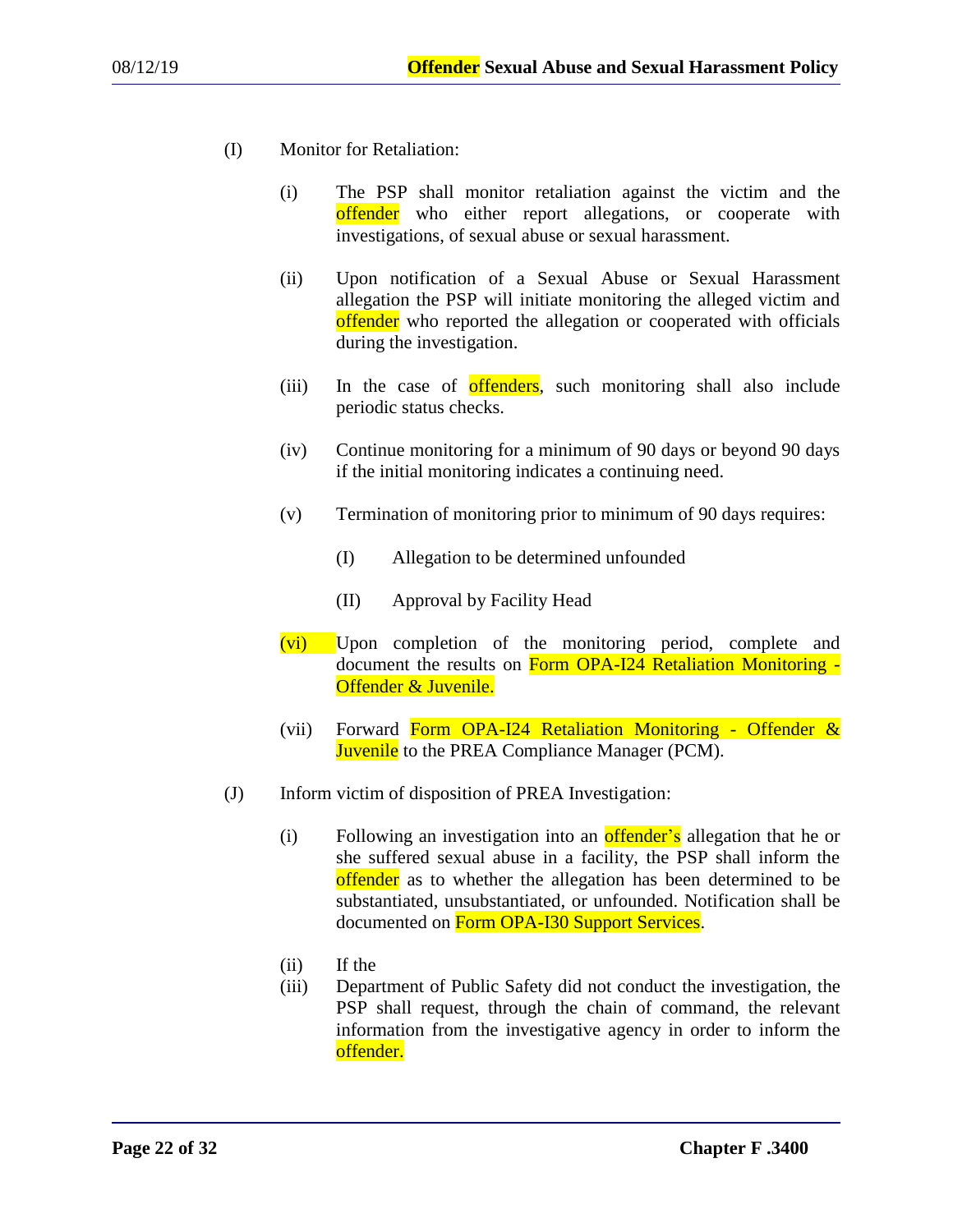(I) Monitor for Retaliation:

(i) The PSP shall monitor retaliation against the victim and the offender who either report allegations, or cooperate with investigations, of sexual abuse or sexual harassment.

(ii) Upon notification of a Sexual Abuse or Sexual Harassment allegation the PSP will initiate monitoring the alleged victim and offender who reported the allegation or cooperated with officials during the investigation.

(iii) In the case of offenders, such monitoring shall also include periodic status checks.

(iv) Continue monitoring for a minimum of 90 days or beyond 90 days if the initial monitoring indicates a continuing need.

(v) Termination of monitoring prior to minimum of 90 days requires:

(I) Allegation to be determined unfounded

(II) Approval by Facility Head

(vi) Upon completion of the monitoring period, complete and document the results on Form OPA-I24 Retaliation Monitoring - Offender & Juvenile.

(vii) Forward Form OPA-I24 Retaliation Monitoring - Offender & Juvenile to the PREA Compliance Manager (PCM).

(J) Inform victim of disposition of PREA Investigation:

(i) Following an investigation into an offender's allegation that he or she suffered sexual abuse in a facility, the PSP shall inform the offender as to whether the allegation has been determined to be substantiated, unsubstantiated, or unfounded. Notification shall be documented on Form OPA-I30 Support Services.

(ii) If the

(iii) Department of Public Safety did not conduct the investigation, the PSP shall request, through the chain of command, the relevant information from the investigative agency in order to inform the offender.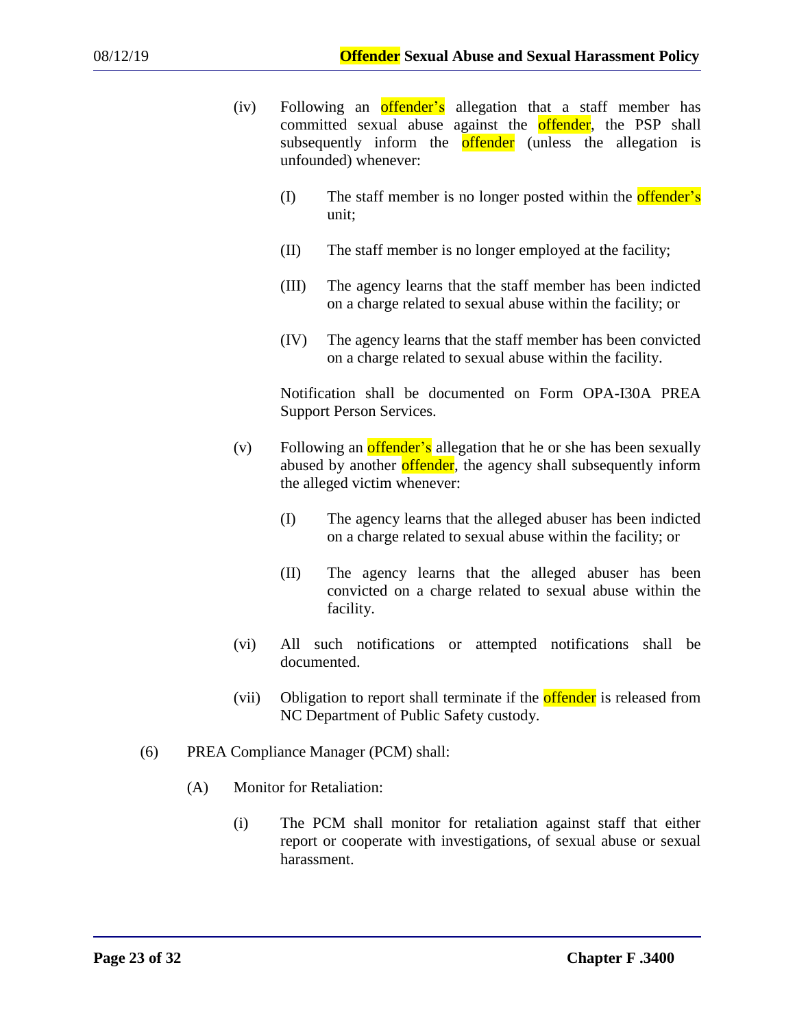(iv) Following an offender's allegation that a staff member has committed sexual abuse against the offender, the PSP shall subsequently inform the offender (unless the allegation is unfounded) whenever:

(I) The staff member is no longer posted within the offender's unit;

(II) The staff member is no longer employed at the facility;

(III) The agency learns that the staff member has been indicted on a charge related to sexual abuse within the facility; or

(IV) The agency learns that the staff member has been convicted on a charge related to sexual abuse within the facility.

Notification shall be documented on Form OPA-I30A PREA Support Person Services.

(v) Following an offender's allegation that he or she has been sexually abused by another offender, the agency shall subsequently inform the alleged victim whenever:

(I) The agency learns that the alleged abuser has been indicted on a charge related to sexual abuse within the facility; or

(II) The agency learns that the alleged abuser has been convicted on a charge related to sexual abuse within the facility.

(vi) All such notifications or attempted notifications shall be documented.

(vii) Obligation to report shall terminate if the offender is released from NC Department of Public Safety custody.

(6) PREA Compliance Manager (PCM) shall:

(A) Monitor for Retaliation:

(i) The PCM shall monitor for retaliation against staff that either report or cooperate with investigations, of sexual abuse or sexual harassment.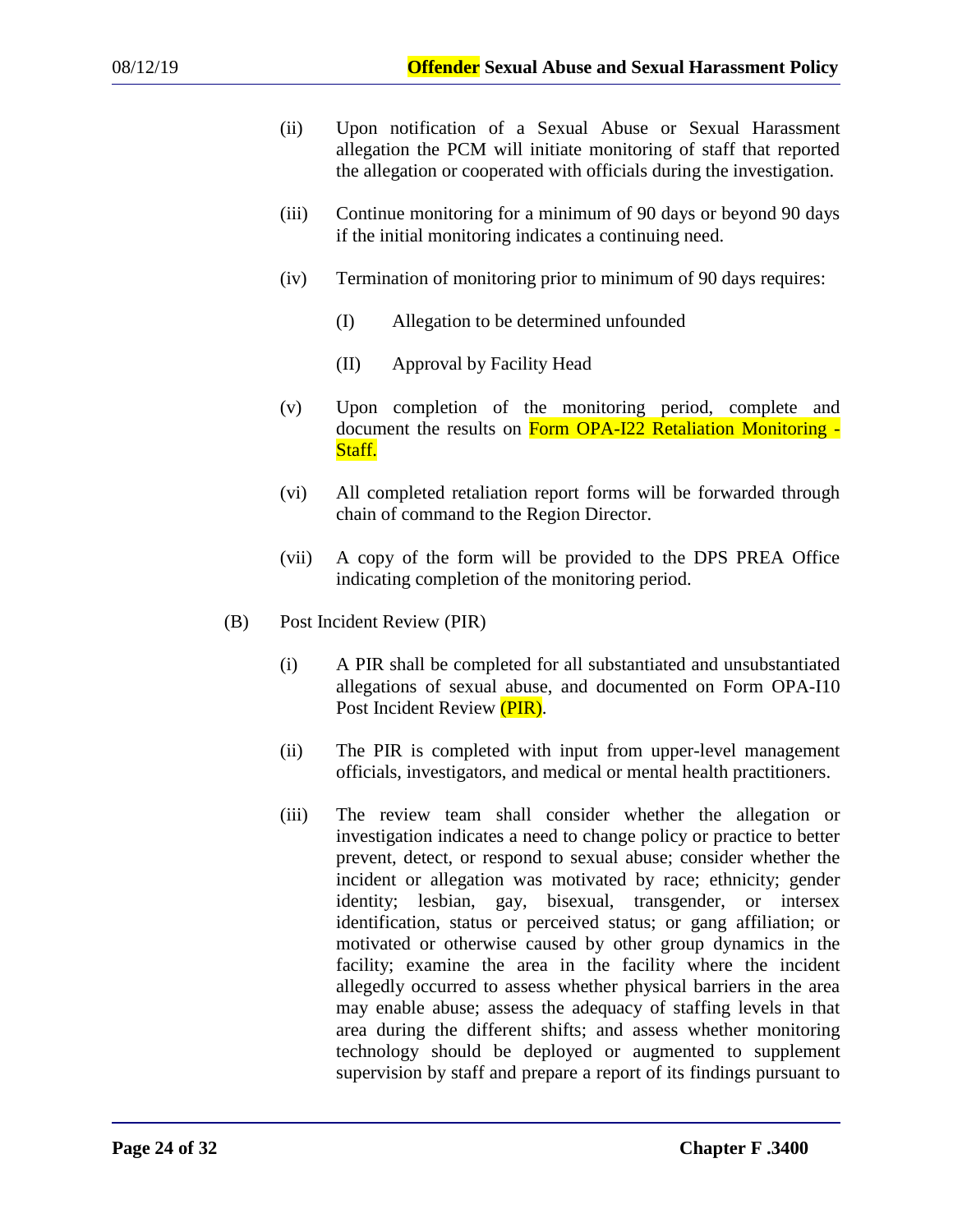(ii) Upon notification of a Sexual Abuse or Sexual Harassment allegation the PCM will initiate monitoring of staff that reported the allegation or cooperated with officials during the investigation.

(iii) Continue monitoring for a minimum of 90 days or beyond 90 days if the initial monitoring indicates a continuing need.

(iv) Termination of monitoring prior to minimum of 90 days requires:

(I) Allegation to be determined unfounded

(II) Approval by Facility Head

(v) Upon completion of the monitoring period, complete and document the results on Form OPA-I22 Retaliation Monitoring - Staff.

(vi) All completed retaliation report forms will be forwarded through chain of command to the Region Director.

(vii) A copy of the form will be provided to the DPS PREA Office indicating completion of the monitoring period.

(B) Post Incident Review (PIR)

(i) A PIR shall be completed for all substantiated and unsubstantiated allegations of sexual abuse, and documented on Form OPA-I10 Post Incident Review (PIR).

(ii) The PIR is completed with input from upper-level management officials, investigators, and medical or mental health practitioners.

(iii) The review team shall consider whether the allegation or investigation indicates a need to change policy or practice to better prevent, detect, or respond to sexual abuse; consider whether the incident or allegation was motivated by race; ethnicity; gender identity; lesbian, gay, bisexual, transgender, or intersex identification, status or perceived status; or gang affiliation; or motivated or otherwise caused by other group dynamics in the facility; examine the area in the facility where the incident allegedly occurred to assess whether physical barriers in the area may enable abuse; assess the adequacy of staffing levels in that area during the different shifts; and assess whether monitoring technology should be deployed or augmented to supplement supervision by staff and prepare a report of its findings pursuant to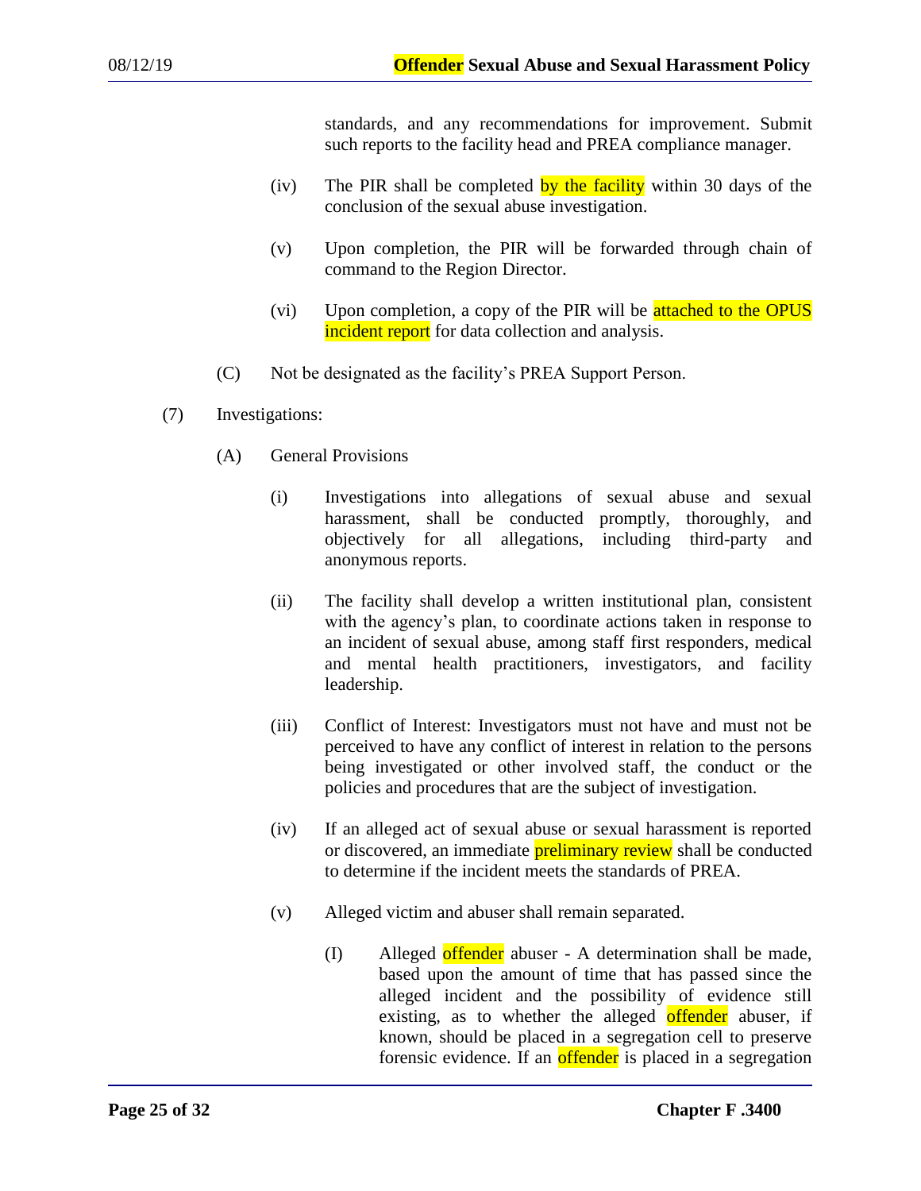standards, and any recommendations for improvement. Submit such reports to the facility head and PREA compliance manager.

(iv) The PIR shall be completed by the facility within 30 days of the conclusion of the sexual abuse investigation.

(v) Upon completion, the PIR will be forwarded through chain of command to the Region Director.

(vi) Upon completion, a copy of the PIR will be attached to the OPUS incident report for data collection and analysis.

(C) Not be designated as the facility's PREA Support Person.

(7) Investigations:

(A) General Provisions

(i) Investigations into allegations of sexual abuse and sexual harassment, shall be conducted promptly, thoroughly, and objectively for all allegations, including third-party and anonymous reports.

(ii) The facility shall develop a written institutional plan, consistent with the agency's plan, to coordinate actions taken in response to an incident of sexual abuse, among staff first responders, medical and mental health practitioners, investigators, and facility leadership.

(iii) Conflict of Interest: Investigators must not have and must not be perceived to have any conflict of interest in relation to the persons being investigated or other involved staff, the conduct or the policies and procedures that are the subject of investigation.

(iv) If an alleged act of sexual abuse or sexual harassment is reported or discovered, an immediate preliminary review shall be conducted to determine if the incident meets the standards of PREA.

(v) Alleged victim and abuser shall remain separated.

(I) Alleged offender abuser - A determination shall be made, based upon the amount of time that has passed since the alleged incident and the possibility of evidence still existing, as to whether the alleged offender abuser, if known, should be placed in a segregation cell to preserve forensic evidence. If an offender is placed in a segregation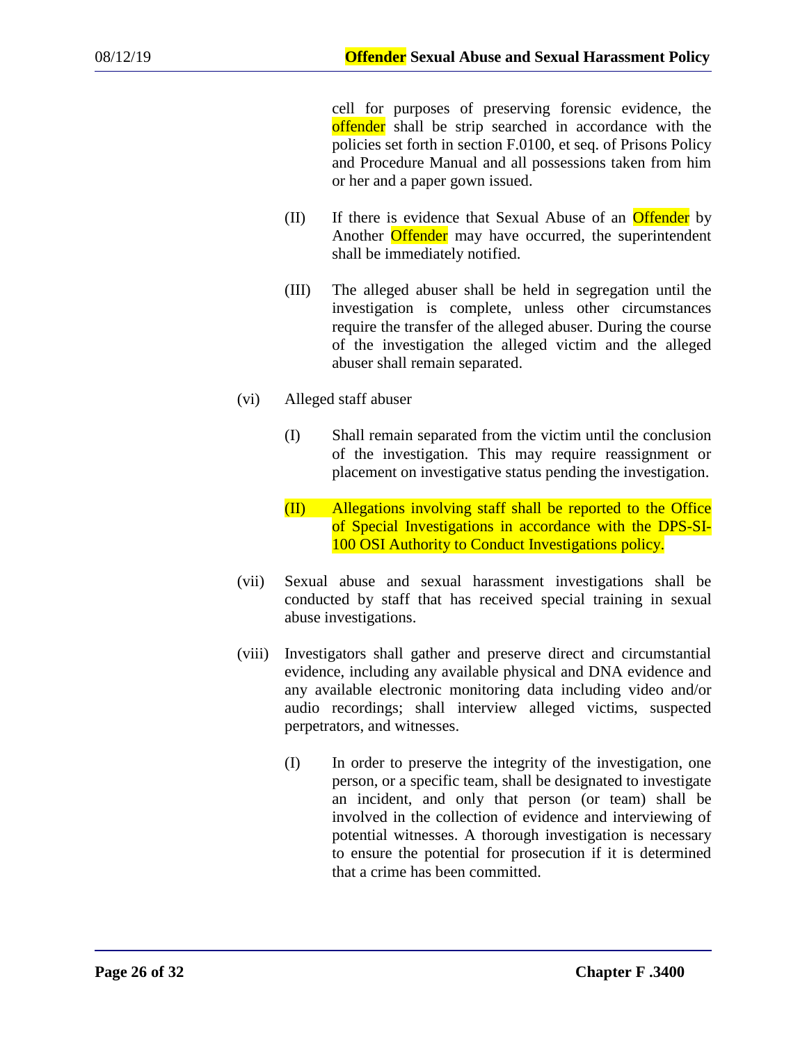cell for purposes of preserving forensic evidence, the offender shall be strip searched in accordance with the policies set forth in section F.0100, et seq. of Prisons Policy and Procedure Manual and all possessions taken from him or her and a paper gown issued.

(II) If there is evidence that Sexual Abuse of an Offender by Another Offender may have occurred, the superintendent shall be immediately notified.

(III) The alleged abuser shall be held in segregation until the investigation is complete, unless other circumstances require the transfer of the alleged abuser. During the course of the investigation the alleged victim and the alleged abuser shall remain separated.

(vi) Alleged staff abuser

(I) Shall remain separated from the victim until the conclusion of the investigation. This may require reassignment or placement on investigative status pending the investigation.

(II) Allegations involving staff shall be reported to the Office of Special Investigations in accordance with the DPS-SI-100 OSI Authority to Conduct Investigations policy.

(vii) Sexual abuse and sexual harassment investigations shall be conducted by staff that has received special training in sexual abuse investigations.

(viii) Investigators shall gather and preserve direct and circumstantial evidence, including any available physical and DNA evidence and any available electronic monitoring data including video and/or audio recordings; shall interview alleged victims, suspected perpetrators, and witnesses.

(I) In order to preserve the integrity of the investigation, one person, or a specific team, shall be designated to investigate an incident, and only that person (or team) shall be involved in the collection of evidence and interviewing of potential witnesses. A thorough investigation is necessary to ensure the potential for prosecution if it is determined that a crime has been committed.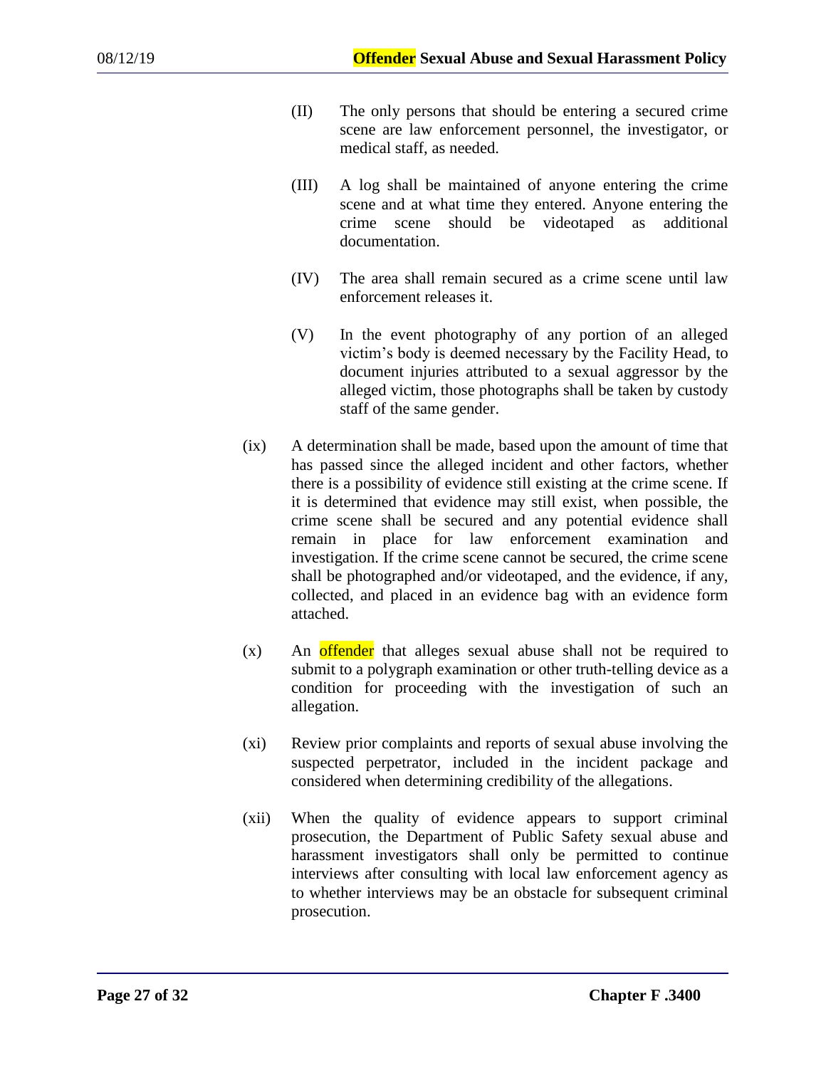(II) The only persons that should be entering a secured crime scene are law enforcement personnel, the investigator, or medical staff, as needed.

(III) A log shall be maintained of anyone entering the crime scene and at what time they entered. Anyone entering the crime scene should be videotaped as additional documentation.

(IV) The area shall remain secured as a crime scene until law enforcement releases it.

(V) In the event photography of any portion of an alleged victim's body is deemed necessary by the Facility Head, to document injuries attributed to a sexual aggressor by the alleged victim, those photographs shall be taken by custody staff of the same gender.

(ix) A determination shall be made, based upon the amount of time that has passed since the alleged incident and other factors, whether there is a possibility of evidence still existing at the crime scene. If it is determined that evidence may still exist, when possible, the crime scene shall be secured and any potential evidence shall remain in place for law enforcement examination and investigation. If the crime scene cannot be secured, the crime scene shall be photographed and/or videotaped, and the evidence, if any, collected, and placed in an evidence bag with an evidence form attached.

(x) An offender that alleges sexual abuse shall not be required to submit to a polygraph examination or other truth-telling device as a condition for proceeding with the investigation of such an allegation.

(xi) Review prior complaints and reports of sexual abuse involving the suspected perpetrator, included in the incident package and considered when determining credibility of the allegations.

(xii) When the quality of evidence appears to support criminal prosecution, the Department of Public Safety sexual abuse and harassment investigators shall only be permitted to continue interviews after consulting with local law enforcement agency as to whether interviews may be an obstacle for subsequent criminal prosecution.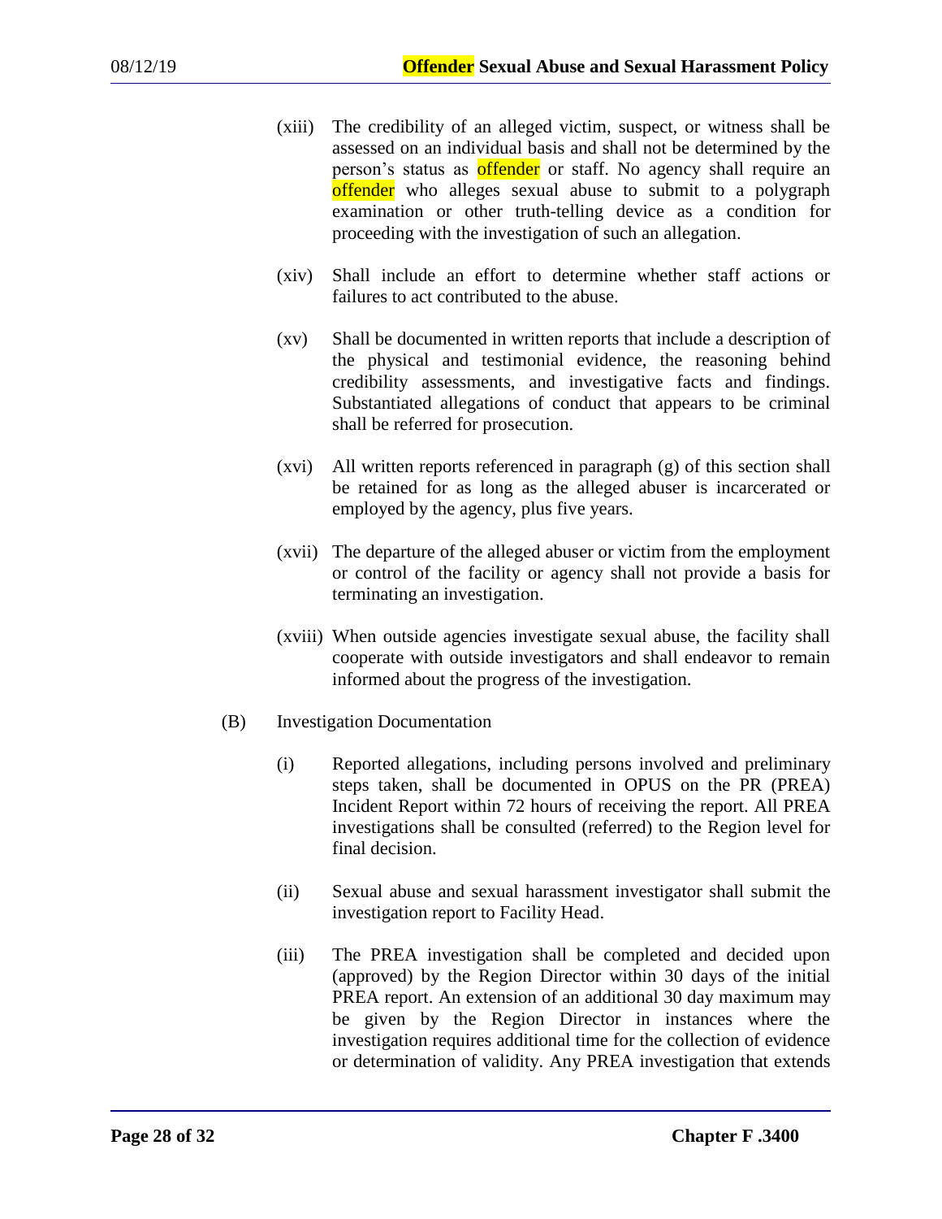(xiii) The credibility of an alleged victim, suspect, or witness shall be assessed on an individual basis and shall not be determined by the person's status as offender or staff. No agency shall require an offender who alleges sexual abuse to submit to a polygraph examination or other truth-telling device as a condition for proceeding with the investigation of such an allegation.

(xiv) Shall include an effort to determine whether staff actions or failures to act contributed to the abuse.

(xv) Shall be documented in written reports that include a description of the physical and testimonial evidence, the reasoning behind credibility assessments, and investigative facts and findings. Substantiated allegations of conduct that appears to be criminal shall be referred for prosecution.

(xvi) All written reports referenced in paragraph (g) of this section shall be retained for as long as the alleged abuser is incarcerated or employed by the agency, plus five years.

(xvii) The departure of the alleged abuser or victim from the employment or control of the facility or agency shall not provide a basis for terminating an investigation.

(xviii) When outside agencies investigate sexual abuse, the facility shall cooperate with outside investigators and shall endeavor to remain informed about the progress of the investigation.

(B) Investigation Documentation

(i) Reported allegations, including persons involved and preliminary steps taken, shall be documented in OPUS on the PR (PREA) Incident Report within 72 hours of receiving the report. All PREA investigations shall be consulted (referred) to the Region level for final decision.

(ii) Sexual abuse and sexual harassment investigator shall submit the investigation report to Facility Head.

(iii) The PREA investigation shall be completed and decided upon (approved) by the Region Director within 30 days of the initial PREA report. An extension of an additional 30 day maximum may be given by the Region Director in instances where the investigation requires additional time for the collection of evidence or determination of validity. Any PREA investigation that extends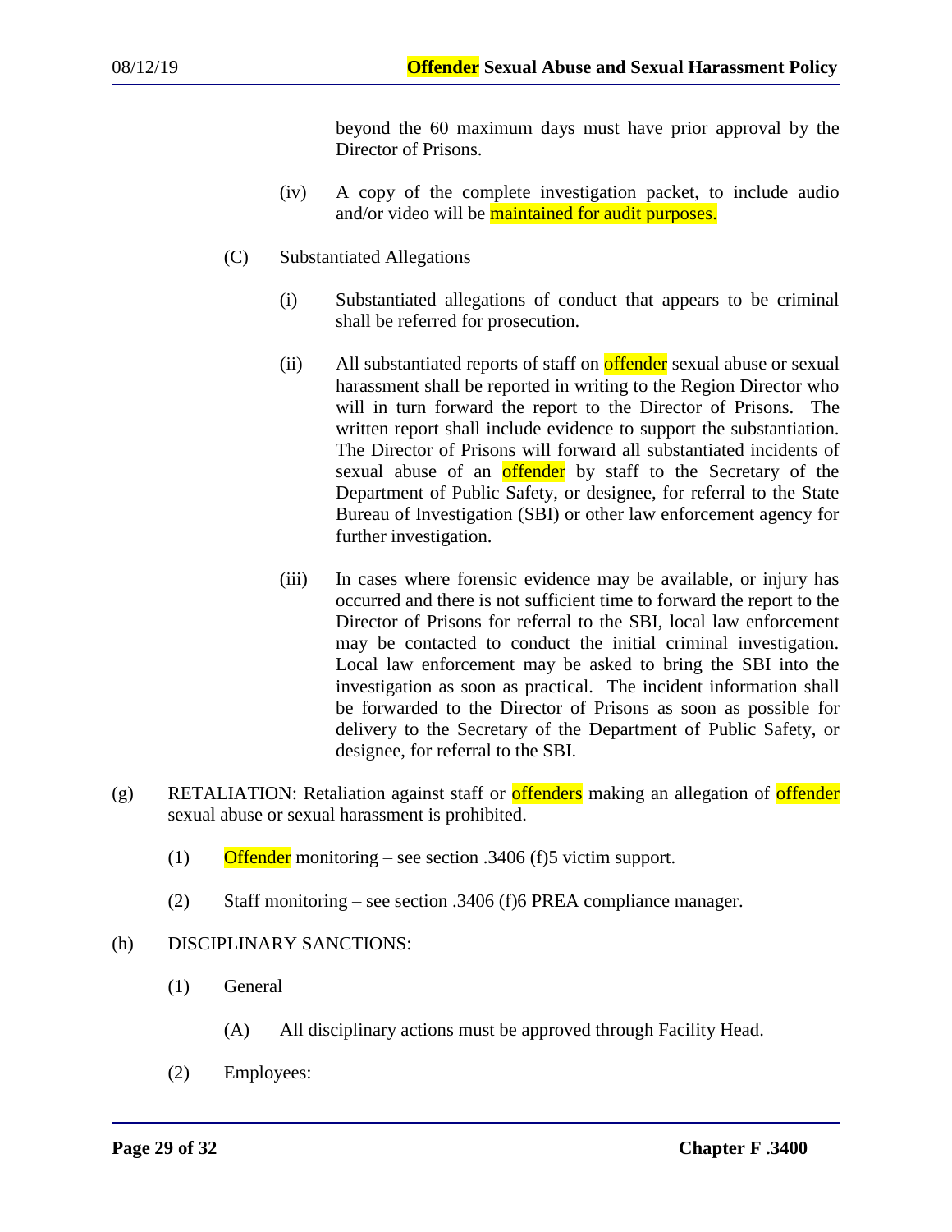beyond the 60 maximum days must have prior approval by the Director of Prisons.

(iv) A copy of the complete investigation packet, to include audio and/or video will be maintained for audit purposes.

(C) Substantiated Allegations

(i) Substantiated allegations of conduct that appears to be criminal shall be referred for prosecution.

(ii) All substantiated reports of staff on offender sexual abuse or sexual harassment shall be reported in writing to the Region Director who will in turn forward the report to the Director of Prisons. The written report shall include evidence to support the substantiation. The Director of Prisons will forward all substantiated incidents of sexual abuse of an offender by staff to the Secretary of the Department of Public Safety, or designee, for referral to the State Bureau of Investigation (SBI) or other law enforcement agency for further investigation.

(iii) In cases where forensic evidence may be available, or injury has occurred and there is not sufficient time to forward the report to the Director of Prisons for referral to the SBI, local law enforcement may be contacted to conduct the initial criminal investigation. Local law enforcement may be asked to bring the SBI into the investigation as soon as practical. The incident information shall be forwarded to the Director of Prisons as soon as possible for delivery to the Secretary of the Department of Public Safety, or designee, for referral to the SBI.

(g) RETALIATION: Retaliation against staff or offenders making an allegation of offender sexual abuse or sexual harassment is prohibited.

(1) Offender monitoring – see section .3406 (f)5 victim support.

(2) Staff monitoring – see section .3406 (f)6 PREA compliance manager.

(h) DISCIPLINARY SANCTIONS:

(1) General

(A) All disciplinary actions must be approved through Facility Head.

(2) Employees: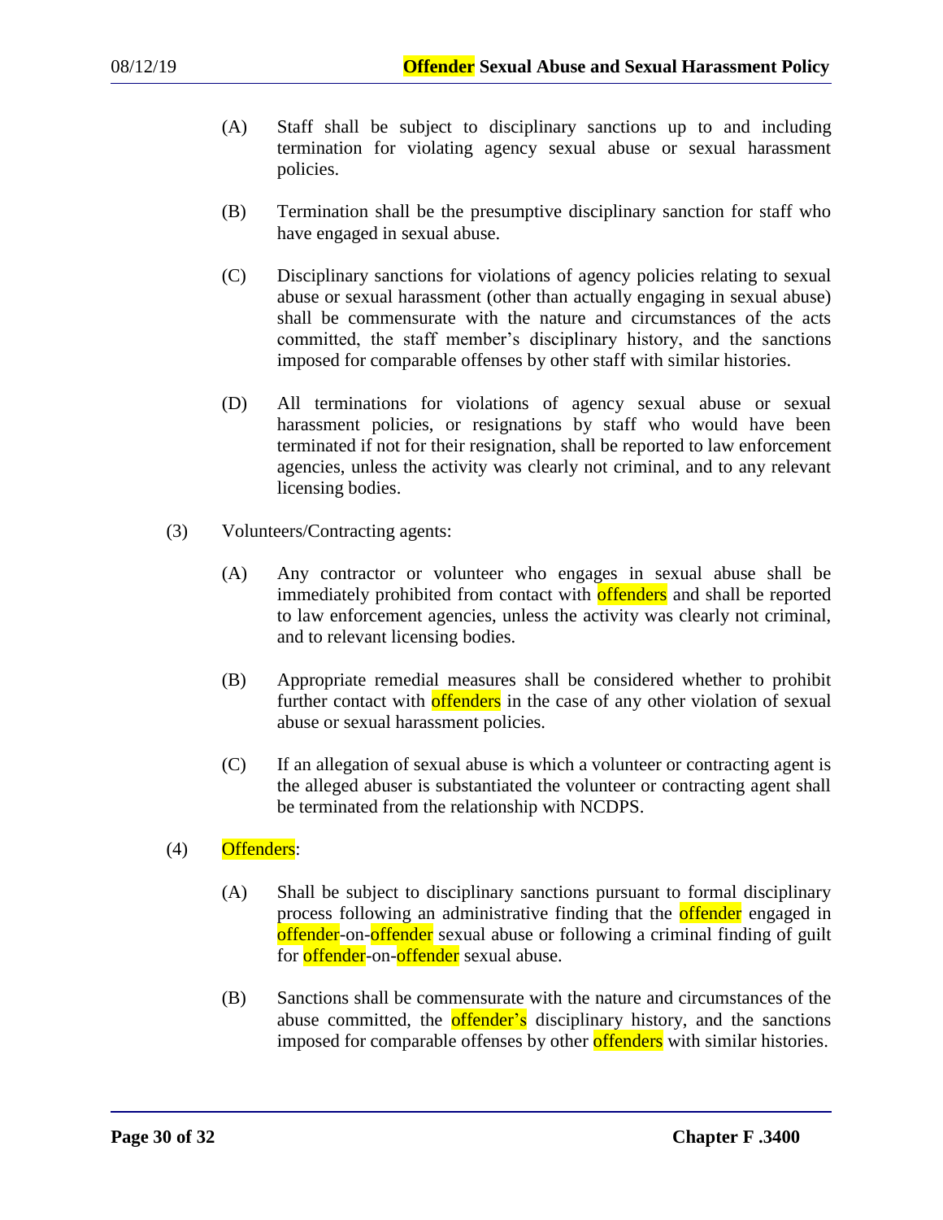(A) Staff shall be subject to disciplinary sanctions up to and including termination for violating agency sexual abuse or sexual harassment policies.

(B) Termination shall be the presumptive disciplinary sanction for staff who have engaged in sexual abuse.

(C) Disciplinary sanctions for violations of agency policies relating to sexual abuse or sexual harassment (other than actually engaging in sexual abuse) shall be commensurate with the nature and circumstances of the acts committed, the staff member's disciplinary history, and the sanctions imposed for comparable offenses by other staff with similar histories.

(D) All terminations for violations of agency sexual abuse or sexual harassment policies, or resignations by staff who would have been terminated if not for their resignation, shall be reported to law enforcement agencies, unless the activity was clearly not criminal, and to any relevant licensing bodies.

(3) Volunteers/Contracting agents:

(A) Any contractor or volunteer who engages in sexual abuse shall be immediately prohibited from contact with offenders and shall be reported to law enforcement agencies, unless the activity was clearly not criminal, and to relevant licensing bodies.

(B) Appropriate remedial measures shall be considered whether to prohibit further contact with offenders in the case of any other violation of sexual abuse or sexual harassment policies.

(C) If an allegation of sexual abuse is which a volunteer or contracting agent is the alleged abuser is substantiated the volunteer or contracting agent shall be terminated from the relationship with NCDPS.

(4) Offenders:

(A) Shall be subject to disciplinary sanctions pursuant to formal disciplinary process following an administrative finding that the offender engaged in offender-on-offender sexual abuse or following a criminal finding of guilt for offender-on-offender sexual abuse.

(B) Sanctions shall be commensurate with the nature and circumstances of the abuse committed, the offender's disciplinary history, and the sanctions imposed for comparable offenses by other offenders with similar histories.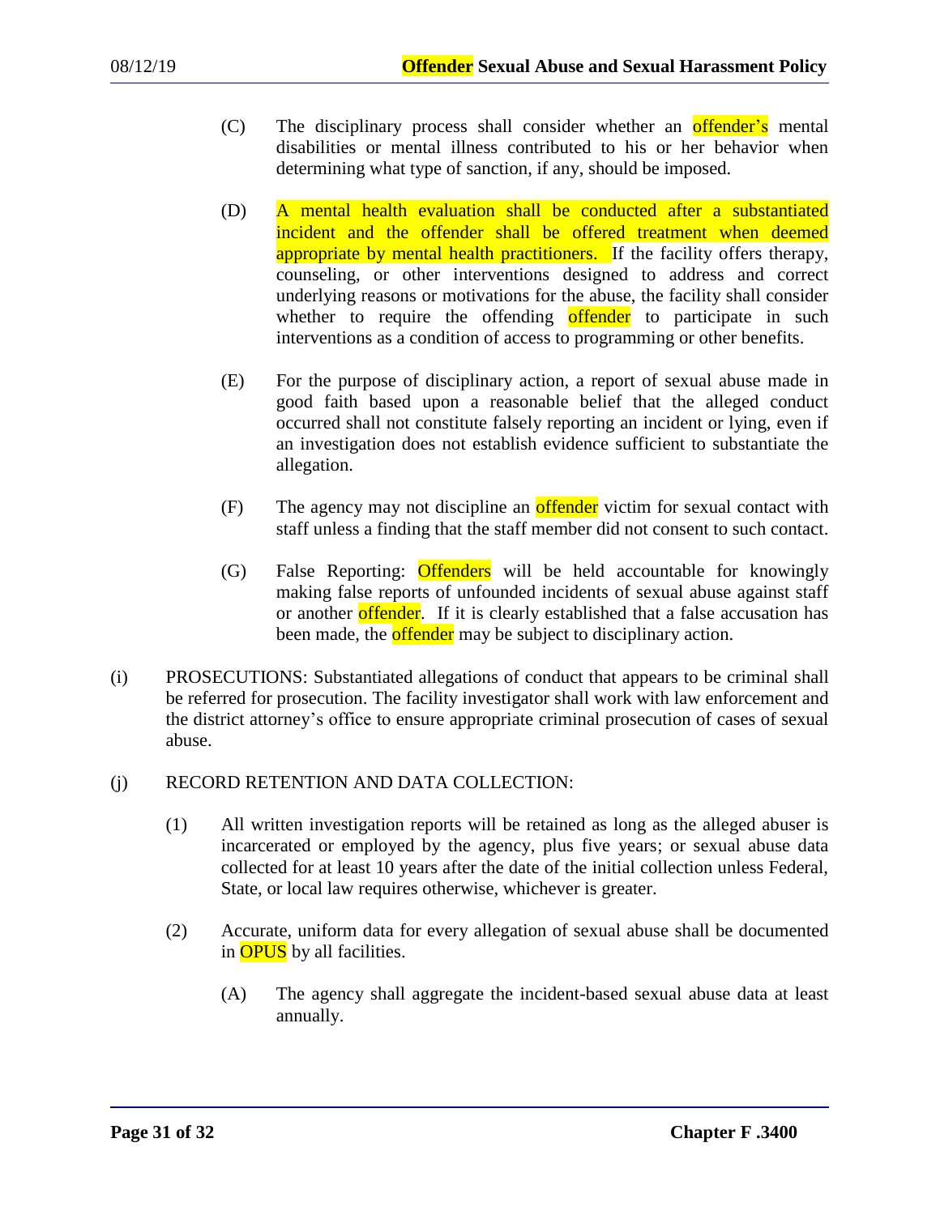(C) The disciplinary process shall consider whether an offender's mental disabilities or mental illness contributed to his or her behavior when determining what type of sanction, if any, should be imposed.

(D) A mental health evaluation shall be conducted after a substantiated incident and the offender shall be offered treatment when deemed appropriate by mental health practitioners. If the facility offers therapy, counseling, or other interventions designed to address and correct underlying reasons or motivations for the abuse, the facility shall consider whether to require the offending offender to participate in such interventions as a condition of access to programming or other benefits.

(E) For the purpose of disciplinary action, a report of sexual abuse made in good faith based upon a reasonable belief that the alleged conduct occurred shall not constitute falsely reporting an incident or lying, even if an investigation does not establish evidence sufficient to substantiate the allegation.

(F) The agency may not discipline an offender victim for sexual contact with staff unless a finding that the staff member did not consent to such contact.

(G) False Reporting: Offenders will be held accountable for knowingly making false reports of unfounded incidents of sexual abuse against staff or another offender. If it is clearly established that a false accusation has been made, the offender may be subject to disciplinary action.

(i) PROSECUTIONS: Substantiated allegations of conduct that appears to be criminal shall be referred for prosecution. The facility investigator shall work with law enforcement and the district attorney's office to ensure appropriate criminal prosecution of cases of sexual abuse.

(j) RECORD RETENTION AND DATA COLLECTION:

(1) All written investigation reports will be retained as long as the alleged abuser is incarcerated or employed by the agency, plus five years; or sexual abuse data collected for at least 10 years after the date of the initial collection unless Federal, State, or local law requires otherwise, whichever is greater.

(2) Accurate, uniform data for every allegation of sexual abuse shall be documented in OPUS by all facilities.

(A) The agency shall aggregate the incident-based sexual abuse data at least annually.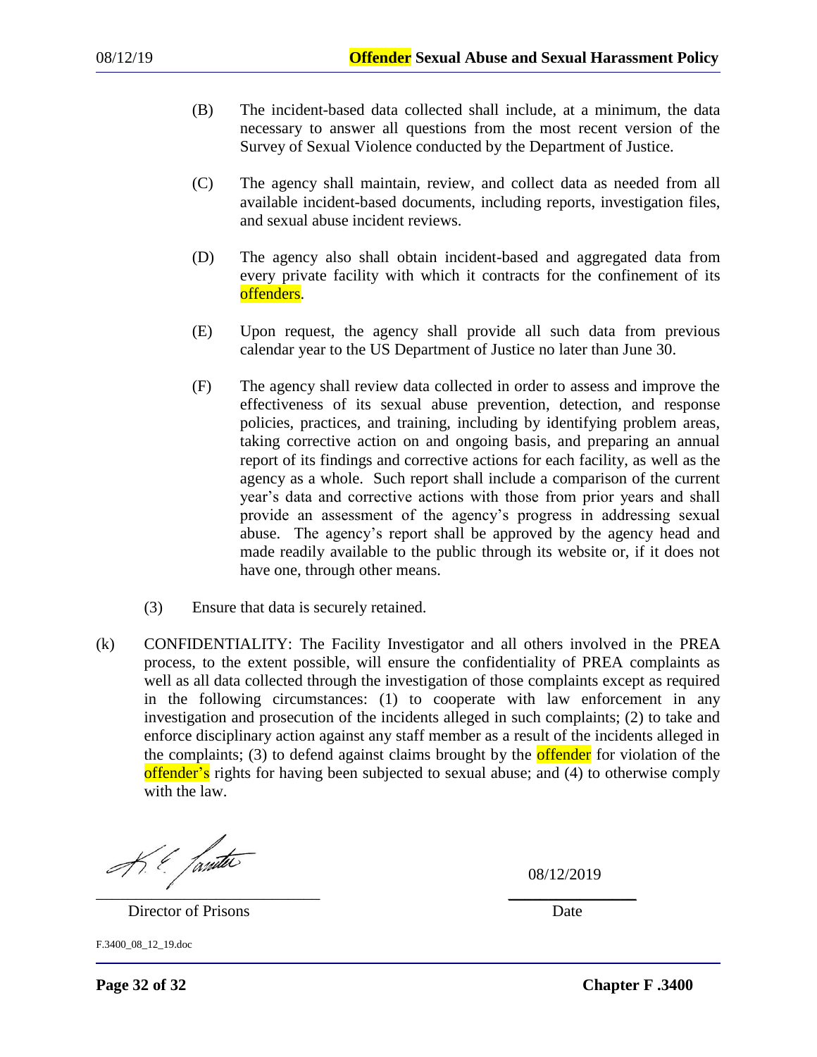(B) The incident-based data collected shall include, at a minimum, the data necessary to answer all questions from the most recent version of the Survey of Sexual Violence conducted by the Department of Justice.

(C) The agency shall maintain, review, and collect data as needed from all available incident-based documents, including reports, investigation files, and sexual abuse incident reviews.

(D) The agency also shall obtain incident-based and aggregated data from every private facility with which it contracts for the confinement of its offenders.

(E) Upon request, the agency shall provide all such data from previous calendar year to the US Department of Justice no later than June 30.

(F) The agency shall review data collected in order to assess and improve the effectiveness of its sexual abuse prevention, detection, and response policies, practices, and training, including by identifying problem areas, taking corrective action on and ongoing basis, and preparing an annual report of its findings and corrective actions for each facility, as well as the agency as a whole. Such report shall include a comparison of the current year's data and corrective actions with those from prior years and shall provide an assessment of the agency's progress in addressing sexual abuse. The agency's report shall be approved by the agency head and made readily available to the public through its website or, if it does not have one, through other means.

(3) Ensure that data is securely retained.

(k) CONFIDENTIALITY: The Facility Investigator and all others involved in the PREA process, to the extent possible, will ensure the confidentiality of PREA complaints as well as all data collected through the investigation of those complaints except as required in the following circumstances: (1) to cooperate with law enforcement in any investigation and prosecution of the incidents alleged in such complaints; (2) to take and enforce disciplinary action against any staff member as a result of the incidents alleged in the complaints; (3) to defend against claims brought by the offender for violation of the offender's rights for having been subjected to sexual abuse; and (4) to otherwise comply with the law.

K. E. Lassiter

Director of Prisons

08/12/2019

Date

F.3400_08_12_19.doc